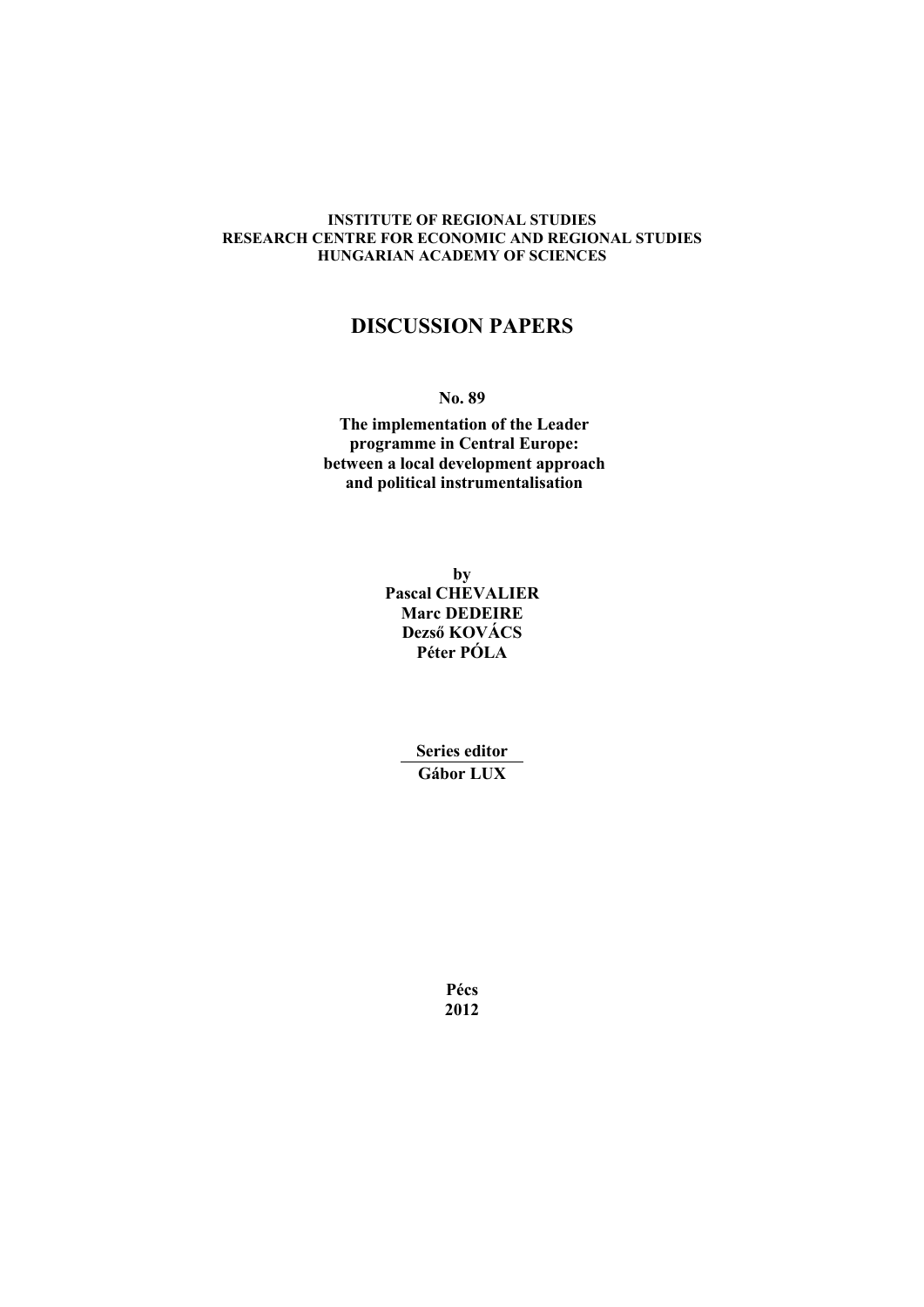**INSTITUTE OF REGIONAL STUDIES**
**RESEARCH CENTRE FOR ECONOMIC AND REGIONAL STUDIES**
**HUNGARIAN ACADEMY OF SCIENCES**

# DISCUSSION PAPERS

**No. 89**

**The implementation of the Leader programme in Central Europe: between a local development approach and political instrumentalisation**

**by**
**Pascal CHEVALIER**
**Marc DEDEIRE**
**Dezső KOVÁCS**
**Péter PÓLA**

**Series editor**
**Gábor LUX**

**Pécs**
**2012**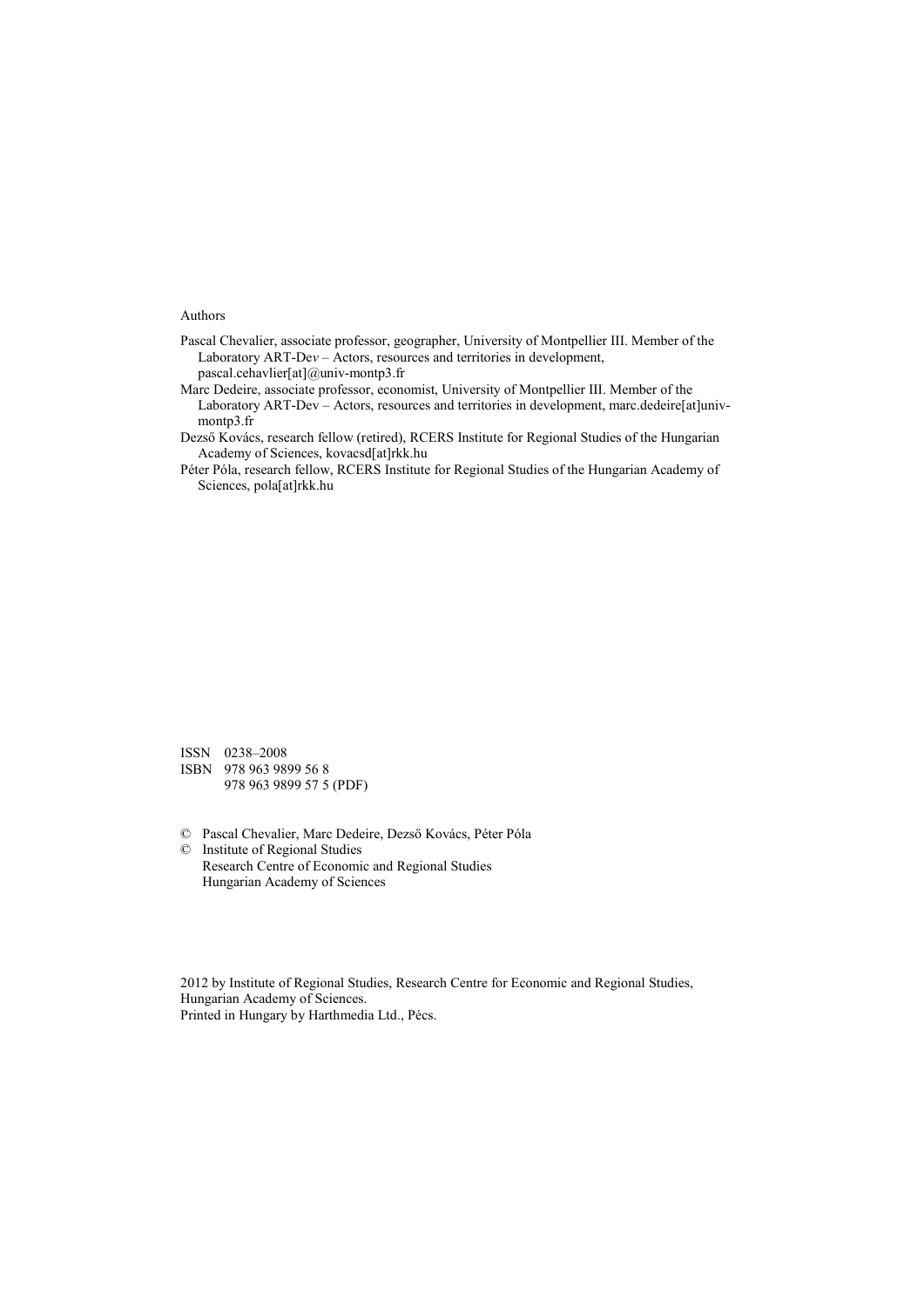Authors

Pascal Chevalier, associate professor, geographer, University of Montpellier III. Member of the Laboratory ART-De*v* – Actors, resources and territories in development, pascal.cehavlier[at]@univ-montp3.fr

Marc Dedeire, associate professor, economist, University of Montpellier III. Member of the Laboratory ART-Dev – Actors, resources and territories in development, marc.dedeire[at]univ-montp3.fr

Dezső Kovács, research fellow (retired), RCERS Institute for Regional Studies of the Hungarian Academy of Sciences, kovacsd[at]rkk.hu

Péter Póla, research fellow, RCERS Institute for Regional Studies of the Hungarian Academy of Sciences, pola[at]rkk.hu

ISSN 0238–2008
ISBN 978 963 9899 56 8
978 963 9899 57 5 (PDF)

© Pascal Chevalier, Marc Dedeire, Dezső Kovács, Péter Póla

© Institute of Regional Studies
Research Centre of Economic and Regional Studies
Hungarian Academy of Sciences

2012 by Institute of Regional Studies, Research Centre for Economic and Regional Studies, Hungarian Academy of Sciences.
Printed in Hungary by Harthmedia Ltd., Pécs.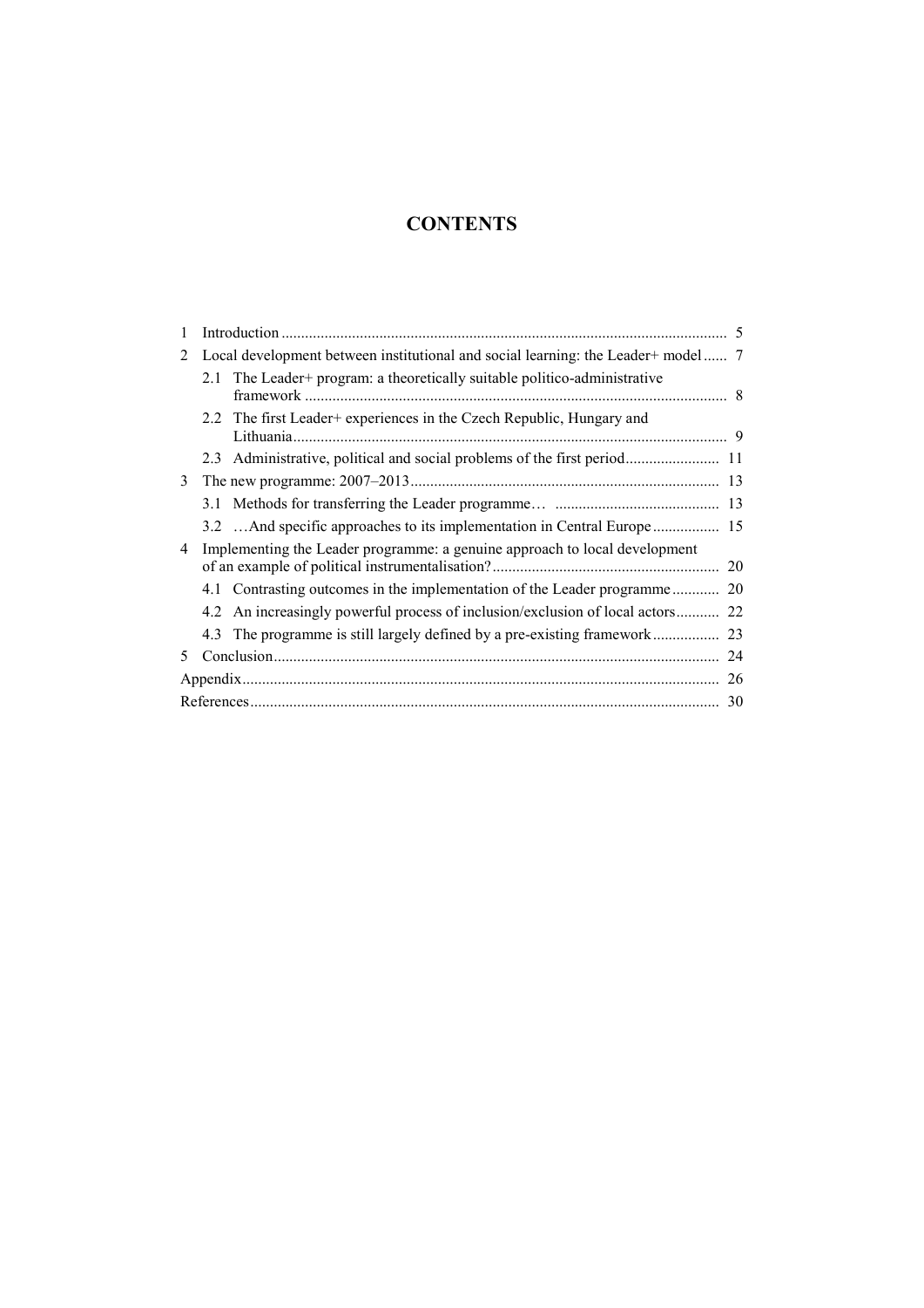# CONTENTS

| | | |
|---|---|---|
| 1 | Introduction | 5 |
| 2 | Local development between institutional and social learning: the Leader+ model | 7 |
| | 2.1 The Leader+ program: a theoretically suitable politico-administrative framework | 8 |
| | 2.2 The first Leader+ experiences in the Czech Republic, Hungary and Lithuania | 9 |
| | 2.3 Administrative, political and social problems of the first period | 11 |
| 3 | The new programme: 2007–2013 | 13 |
| | 3.1 Methods for transferring the Leader programme… | 13 |
| | 3.2 …And specific approaches to its implementation in Central Europe | 15 |
| 4 | Implementing the Leader programme: a genuine approach to local development of an example of political instrumentalisation? | 20 |
| | 4.1 Contrasting outcomes in the implementation of the Leader programme | 20 |
| | 4.2 An increasingly powerful process of inclusion/exclusion of local actors | 22 |
| | 4.3 The programme is still largely defined by a pre-existing framework | 23 |
| 5 | Conclusion | 24 |
| | Appendix | 26 |
| | References | 30 |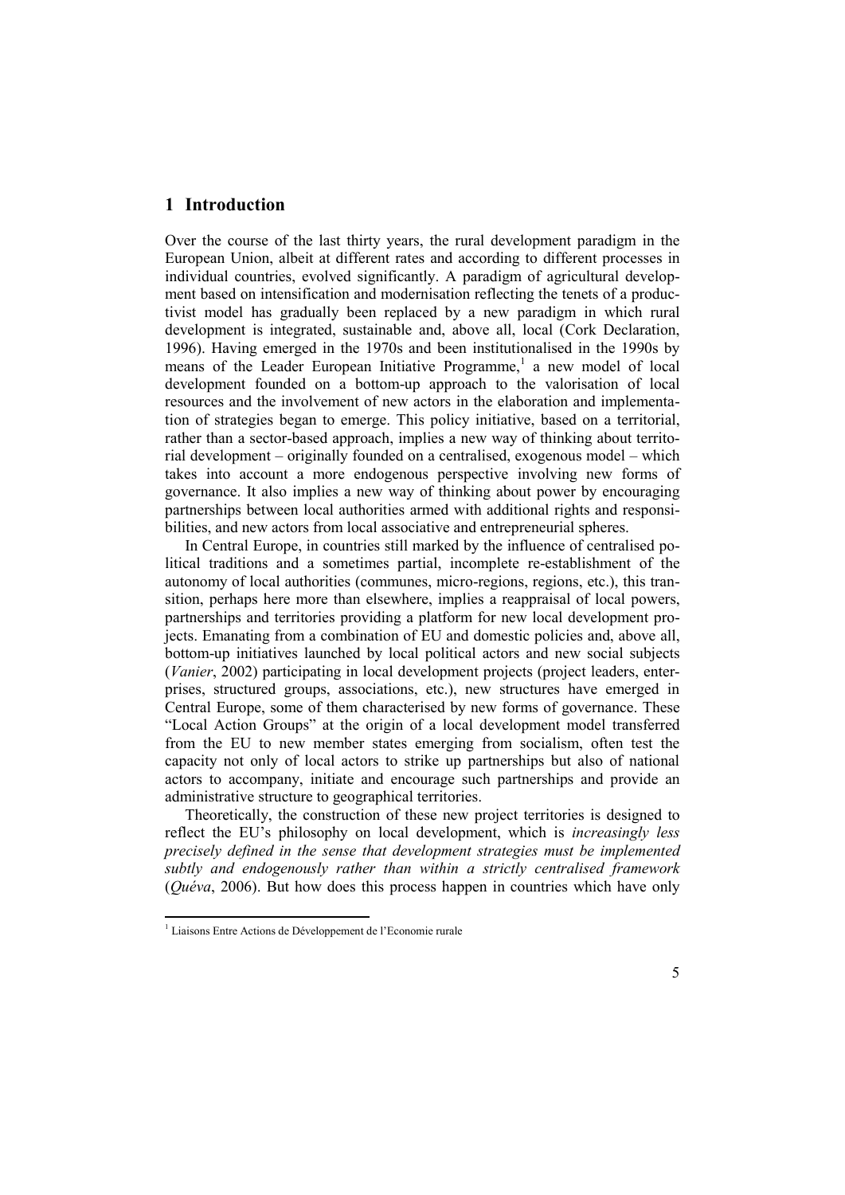# 1 Introduction

Over the course of the last thirty years, the rural development paradigm in the European Union, albeit at different rates and according to different processes in individual countries, evolved significantly. A paradigm of agricultural development based on intensification and modernisation reflecting the tenets of a productivist model has gradually been replaced by a new paradigm in which rural development is integrated, sustainable and, above all, local (Cork Declaration, 1996). Having emerged in the 1970s and been institutionalised in the 1990s by means of the Leader European Initiative Programme,[1] a new model of local development founded on a bottom-up approach to the valorisation of local resources and the involvement of new actors in the elaboration and implementation of strategies began to emerge. This policy initiative, based on a territorial, rather than a sector-based approach, implies a new way of thinking about territorial development – originally founded on a centralised, exogenous model – which takes into account a more endogenous perspective involving new forms of governance. It also implies a new way of thinking about power by encouraging partnerships between local authorities armed with additional rights and responsibilities, and new actors from local associative and entrepreneurial spheres.

In Central Europe, in countries still marked by the influence of centralised political traditions and a sometimes partial, incomplete re-establishment of the autonomy of local authorities (communes, micro-regions, regions, etc.), this transition, perhaps here more than elsewhere, implies a reappraisal of local powers, partnerships and territories providing a platform for new local development projects. Emanating from a combination of EU and domestic policies and, above all, bottom-up initiatives launched by local political actors and new social subjects (*Vanier*, 2002) participating in local development projects (project leaders, enterprises, structured groups, associations, etc.), new structures have emerged in Central Europe, some of them characterised by new forms of governance. These "Local Action Groups" at the origin of a local development model transferred from the EU to new member states emerging from socialism, often test the capacity not only of local actors to strike up partnerships but also of national actors to accompany, initiate and encourage such partnerships and provide an administrative structure to geographical territories.

Theoretically, the construction of these new project territories is designed to reflect the EU's philosophy on local development, which is *increasingly less precisely defined in the sense that development strategies must be implemented subtly and endogenously rather than within a strictly centralised framework* (*Quéva*, 2006). But how does this process happen in countries which have only

[1] Liaisons Entre Actions de Développement de l'Economie rurale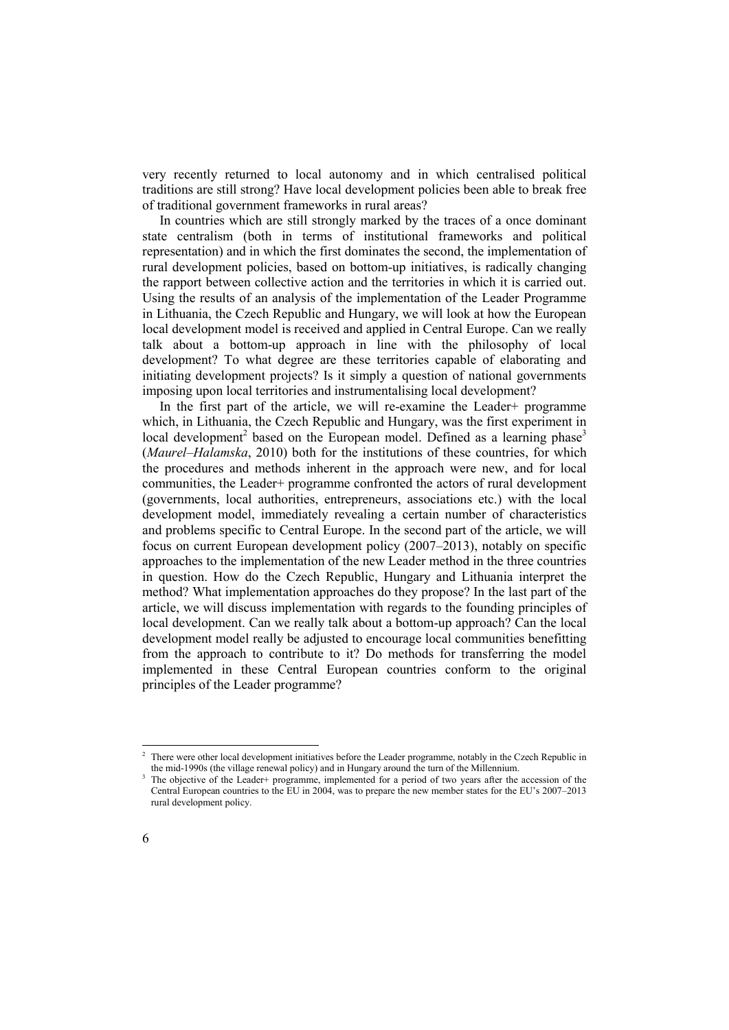very recently returned to local autonomy and in which centralised political traditions are still strong? Have local development policies been able to break free of traditional government frameworks in rural areas?

In countries which are still strongly marked by the traces of a once dominant state centralism (both in terms of institutional frameworks and political representation) and in which the first dominates the second, the implementation of rural development policies, based on bottom-up initiatives, is radically changing the rapport between collective action and the territories in which it is carried out. Using the results of an analysis of the implementation of the Leader Programme in Lithuania, the Czech Republic and Hungary, we will look at how the European local development model is received and applied in Central Europe. Can we really talk about a bottom-up approach in line with the philosophy of local development? To what degree are these territories capable of elaborating and initiating development projects? Is it simply a question of national governments imposing upon local territories and instrumentalising local development?

In the first part of the article, we will re-examine the Leader+ programme which, in Lithuania, the Czech Republic and Hungary, was the first experiment in local development[2] based on the European model. Defined as a learning phase[3] (*Maurel–Halamska*, 2010) both for the institutions of these countries, for which the procedures and methods inherent in the approach were new, and for local communities, the Leader+ programme confronted the actors of rural development (governments, local authorities, entrepreneurs, associations etc.) with the local development model, immediately revealing a certain number of characteristics and problems specific to Central Europe. In the second part of the article, we will focus on current European development policy (2007–2013), notably on specific approaches to the implementation of the new Leader method in the three countries in question. How do the Czech Republic, Hungary and Lithuania interpret the method? What implementation approaches do they propose? In the last part of the article, we will discuss implementation with regards to the founding principles of local development. Can we really talk about a bottom-up approach? Can the local development model really be adjusted to encourage local communities benefitting from the approach to contribute to it? Do methods for transferring the model implemented in these Central European countries conform to the original principles of the Leader programme?

---

[2] There were other local development initiatives before the Leader programme, notably in the Czech Republic in the mid-1990s (the village renewal policy) and in Hungary around the turn of the Millennium.

[3] The objective of the Leader+ programme, implemented for a period of two years after the accession of the Central European countries to the EU in 2004, was to prepare the new member states for the EU's 2007–2013 rural development policy.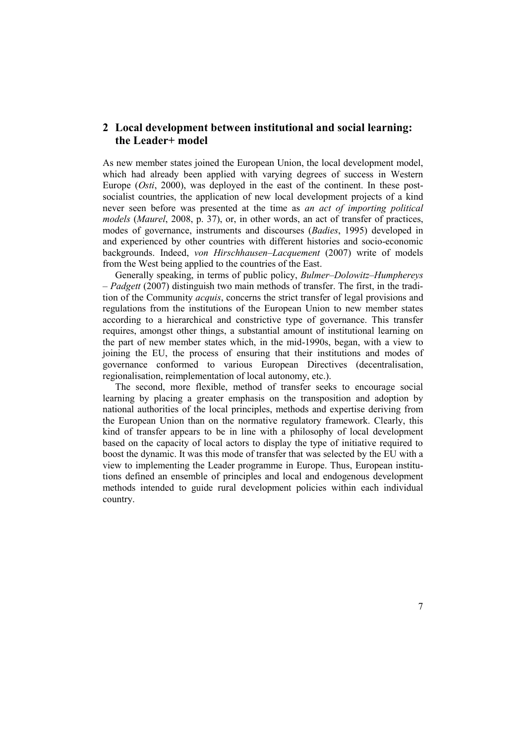## 2 Local development between institutional and social learning: the Leader+ model

As new member states joined the European Union, the local development model, which had already been applied with varying degrees of success in Western Europe (*Osti*, 2000), was deployed in the east of the continent. In these post-socialist countries, the application of new local development projects of a kind never seen before was presented at the time as *an act of importing political models* (*Maurel*, 2008, p. 37), or, in other words, an act of transfer of practices, modes of governance, instruments and discourses (*Badies*, 1995) developed in and experienced by other countries with different histories and socio-economic backgrounds. Indeed, *von Hirschhausen–Lacquement* (2007) write of models from the West being applied to the countries of the East.

Generally speaking, in terms of public policy, *Bulmer–Dolowitz–Humphereys – Padgett* (2007) distinguish two main methods of transfer. The first, in the tradition of the Community *acquis*, concerns the strict transfer of legal provisions and regulations from the institutions of the European Union to new member states according to a hierarchical and constrictive type of governance. This transfer requires, amongst other things, a substantial amount of institutional learning on the part of new member states which, in the mid-1990s, began, with a view to joining the EU, the process of ensuring that their institutions and modes of governance conformed to various European Directives (decentralisation, regionalisation, reimplementation of local autonomy, etc.).

The second, more flexible, method of transfer seeks to encourage social learning by placing a greater emphasis on the transposition and adoption by national authorities of the local principles, methods and expertise deriving from the European Union than on the normative regulatory framework. Clearly, this kind of transfer appears to be in line with a philosophy of local development based on the capacity of local actors to display the type of initiative required to boost the dynamic. It was this mode of transfer that was selected by the EU with a view to implementing the Leader programme in Europe. Thus, European institutions defined an ensemble of principles and local and endogenous development methods intended to guide rural development policies within each individual country.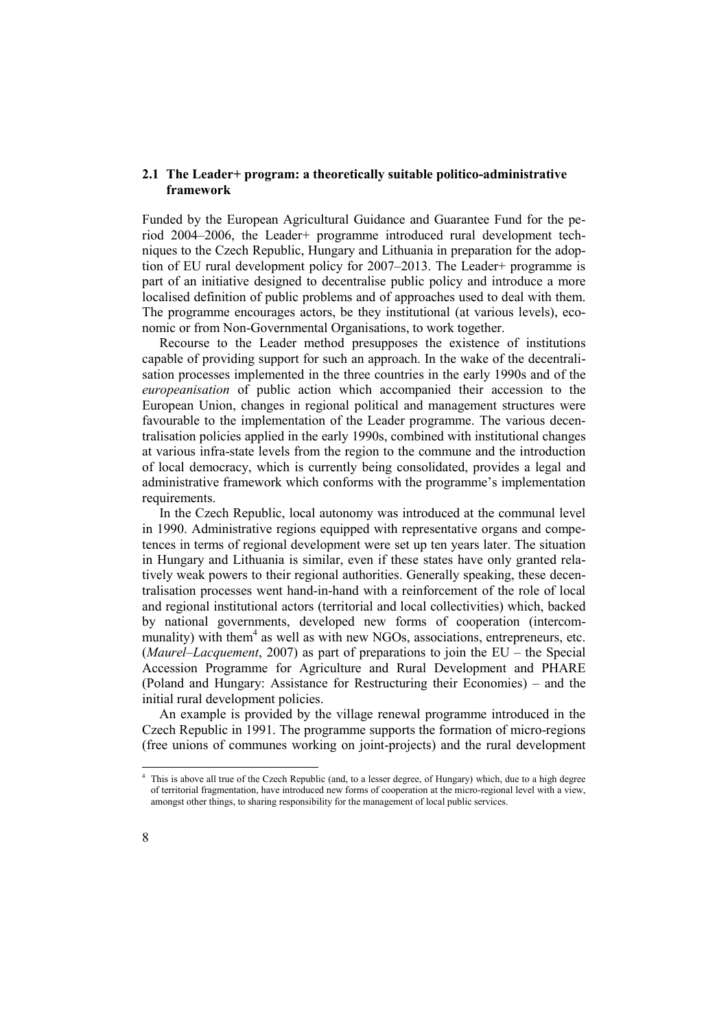## 2.1 The Leader+ program: a theoretically suitable politico-administrative framework

Funded by the European Agricultural Guidance and Guarantee Fund for the period 2004–2006, the Leader+ programme introduced rural development techniques to the Czech Republic, Hungary and Lithuania in preparation for the adoption of EU rural development policy for 2007–2013. The Leader+ programme is part of an initiative designed to decentralise public policy and introduce a more localised definition of public problems and of approaches used to deal with them. The programme encourages actors, be they institutional (at various levels), economic or from Non-Governmental Organisations, to work together.

Recourse to the Leader method presupposes the existence of institutions capable of providing support for such an approach. In the wake of the decentralisation processes implemented in the three countries in the early 1990s and of the *europeanisation* of public action which accompanied their accession to the European Union, changes in regional political and management structures were favourable to the implementation of the Leader programme. The various decentralisation policies applied in the early 1990s, combined with institutional changes at various infra-state levels from the region to the commune and the introduction of local democracy, which is currently being consolidated, provides a legal and administrative framework which conforms with the programme's implementation requirements.

In the Czech Republic, local autonomy was introduced at the communal level in 1990. Administrative regions equipped with representative organs and competences in terms of regional development were set up ten years later. The situation in Hungary and Lithuania is similar, even if these states have only granted relatively weak powers to their regional authorities. Generally speaking, these decentralisation processes went hand-in-hand with a reinforcement of the role of local and regional institutional actors (territorial and local collectivities) which, backed by national governments, developed new forms of cooperation (intercommunality) with them[4] as well as with new NGOs, associations, entrepreneurs, etc. (*Maurel–Lacquement*, 2007) as part of preparations to join the EU – the Special Accession Programme for Agriculture and Rural Development and PHARE (Poland and Hungary: Assistance for Restructuring their Economies) – and the initial rural development policies.

An example is provided by the village renewal programme introduced in the Czech Republic in 1991. The programme supports the formation of micro-regions (free unions of communes working on joint-projects) and the rural development

[4] This is above all true of the Czech Republic (and, to a lesser degree, of Hungary) which, due to a high degree of territorial fragmentation, have introduced new forms of cooperation at the micro-regional level with a view, amongst other things, to sharing responsibility for the management of local public services.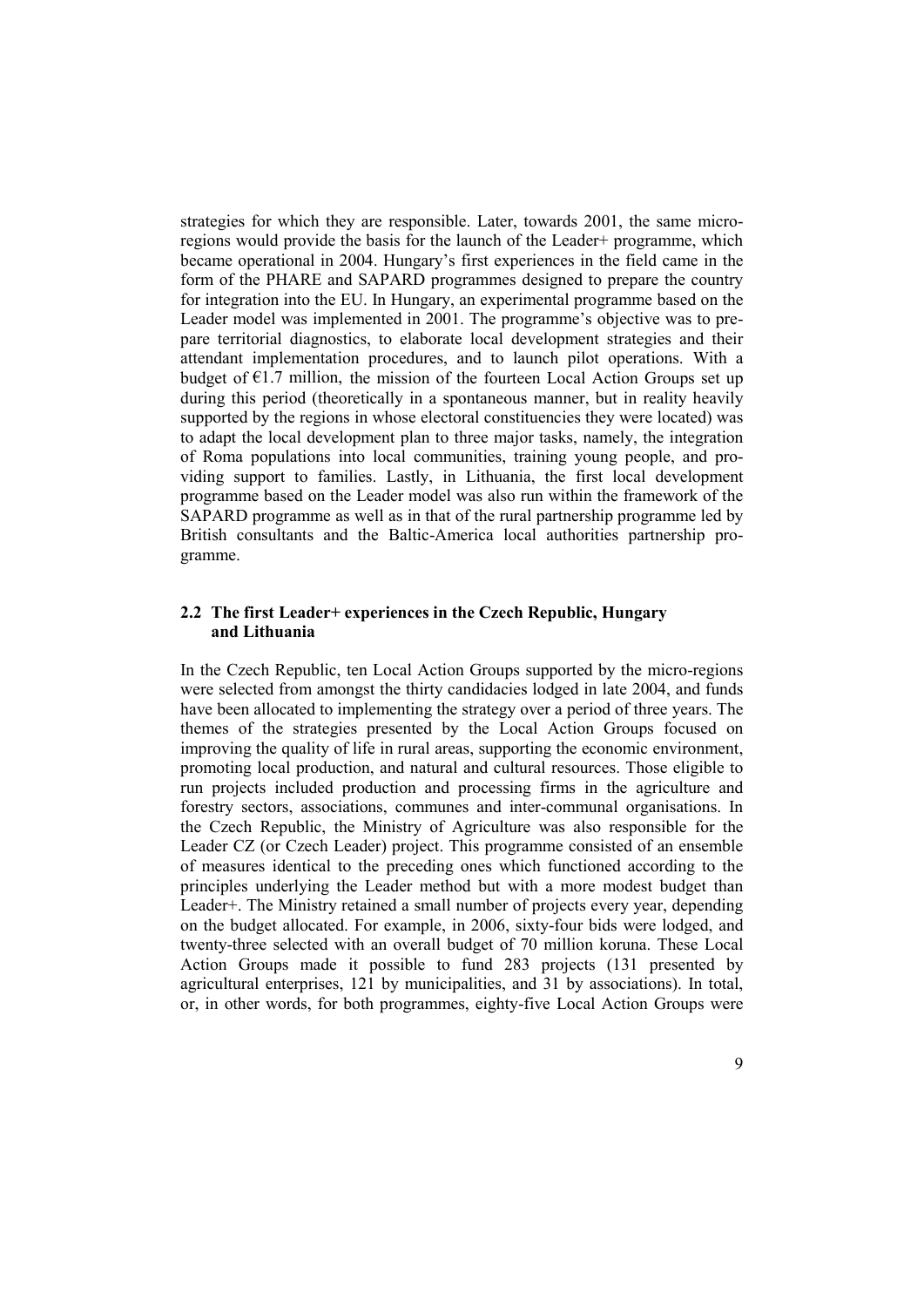strategies for which they are responsible. Later, towards 2001, the same micro-regions would provide the basis for the launch of the Leader+ programme, which became operational in 2004. Hungary's first experiences in the field came in the form of the PHARE and SAPARD programmes designed to prepare the country for integration into the EU. In Hungary, an experimental programme based on the Leader model was implemented in 2001. The programme's objective was to prepare territorial diagnostics, to elaborate local development strategies and their attendant implementation procedures, and to launch pilot operations. With a budget of €1.7 million, the mission of the fourteen Local Action Groups set up during this period (theoretically in a spontaneous manner, but in reality heavily supported by the regions in whose electoral constituencies they were located) was to adapt the local development plan to three major tasks, namely, the integration of Roma populations into local communities, training young people, and providing support to families. Lastly, in Lithuania, the first local development programme based on the Leader model was also run within the framework of the SAPARD programme as well as in that of the rural partnership programme led by British consultants and the Baltic-America local authorities partnership programme.

## 2.2 The first Leader+ experiences in the Czech Republic, Hungary and Lithuania

In the Czech Republic, ten Local Action Groups supported by the micro-regions were selected from amongst the thirty candidacies lodged in late 2004, and funds have been allocated to implementing the strategy over a period of three years. The themes of the strategies presented by the Local Action Groups focused on improving the quality of life in rural areas, supporting the economic environment, promoting local production, and natural and cultural resources. Those eligible to run projects included production and processing firms in the agriculture and forestry sectors, associations, communes and inter-communal organisations. In the Czech Republic, the Ministry of Agriculture was also responsible for the Leader CZ (or Czech Leader) project. This programme consisted of an ensemble of measures identical to the preceding ones which functioned according to the principles underlying the Leader method but with a more modest budget than Leader+. The Ministry retained a small number of projects every year, depending on the budget allocated. For example, in 2006, sixty-four bids were lodged, and twenty-three selected with an overall budget of 70 million koruna. These Local Action Groups made it possible to fund 283 projects (131 presented by agricultural enterprises, 121 by municipalities, and 31 by associations). In total, or, in other words, for both programmes, eighty-five Local Action Groups were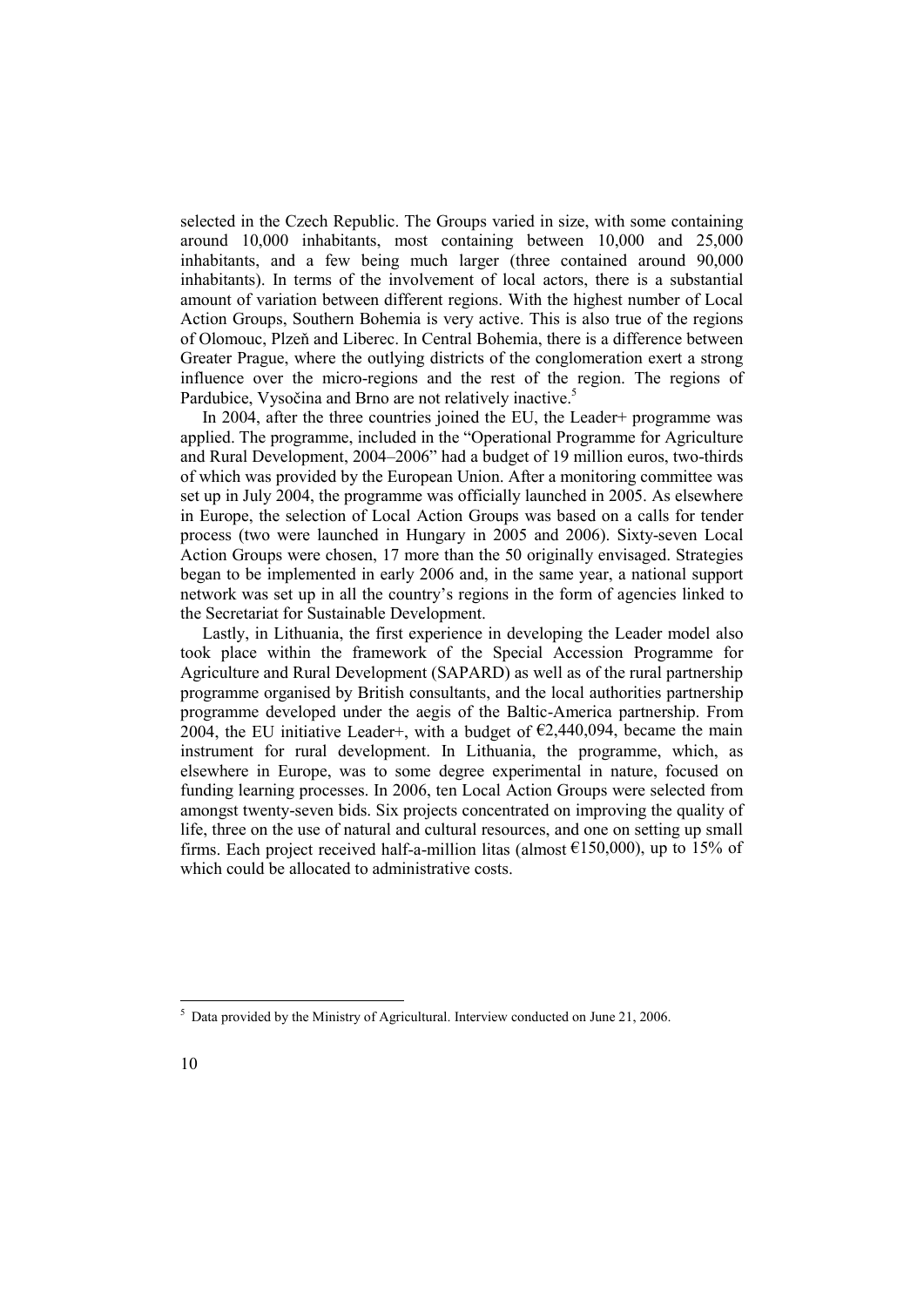selected in the Czech Republic. The Groups varied in size, with some containing around 10,000 inhabitants, most containing between 10,000 and 25,000 inhabitants, and a few being much larger (three contained around 90,000 inhabitants). In terms of the involvement of local actors, there is a substantial amount of variation between different regions. With the highest number of Local Action Groups, Southern Bohemia is very active. This is also true of the regions of Olomouc, Plzeň and Liberec. In Central Bohemia, there is a difference between Greater Prague, where the outlying districts of the conglomeration exert a strong influence over the micro-regions and the rest of the region. The regions of Pardubice, Vysočina and Brno are not relatively inactive.[5]

In 2004, after the three countries joined the EU, the Leader+ programme was applied. The programme, included in the "Operational Programme for Agriculture and Rural Development, 2004–2006" had a budget of 19 million euros, two-thirds of which was provided by the European Union. After a monitoring committee was set up in July 2004, the programme was officially launched in 2005. As elsewhere in Europe, the selection of Local Action Groups was based on a calls for tender process (two were launched in Hungary in 2005 and 2006). Sixty-seven Local Action Groups were chosen, 17 more than the 50 originally envisaged. Strategies began to be implemented in early 2006 and, in the same year, a national support network was set up in all the country's regions in the form of agencies linked to the Secretariat for Sustainable Development.

Lastly, in Lithuania, the first experience in developing the Leader model also took place within the framework of the Special Accession Programme for Agriculture and Rural Development (SAPARD) as well as of the rural partnership programme organised by British consultants, and the local authorities partnership programme developed under the aegis of the Baltic-America partnership. From 2004, the EU initiative Leader+, with a budget of €2,440,094, became the main instrument for rural development. In Lithuania, the programme, which, as elsewhere in Europe, was to some degree experimental in nature, focused on funding learning processes. In 2006, ten Local Action Groups were selected from amongst twenty-seven bids. Six projects concentrated on improving the quality of life, three on the use of natural and cultural resources, and one on setting up small firms. Each project received half-a-million litas (almost €150,000), up to 15% of which could be allocated to administrative costs.

---

[5] Data provided by the Ministry of Agricultural. Interview conducted on June 21, 2006.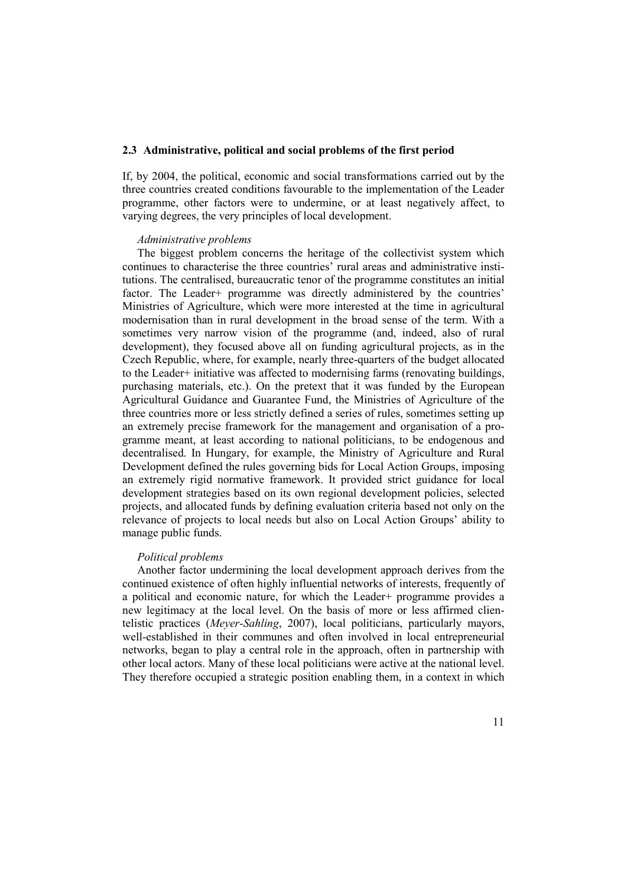### 2.3 Administrative, political and social problems of the first period

If, by 2004, the political, economic and social transformations carried out by the three countries created conditions favourable to the implementation of the Leader programme, other factors were to undermine, or at least negatively affect, to varying degrees, the very principles of local development.

*Administrative problems*

The biggest problem concerns the heritage of the collectivist system which continues to characterise the three countries' rural areas and administrative institutions. The centralised, bureaucratic tenor of the programme constitutes an initial factor. The Leader+ programme was directly administered by the countries' Ministries of Agriculture, which were more interested at the time in agricultural modernisation than in rural development in the broad sense of the term. With a sometimes very narrow vision of the programme (and, indeed, also of rural development), they focused above all on funding agricultural projects, as in the Czech Republic, where, for example, nearly three-quarters of the budget allocated to the Leader+ initiative was affected to modernising farms (renovating buildings, purchasing materials, etc.). On the pretext that it was funded by the European Agricultural Guidance and Guarantee Fund, the Ministries of Agriculture of the three countries more or less strictly defined a series of rules, sometimes setting up an extremely precise framework for the management and organisation of a programme meant, at least according to national politicians, to be endogenous and decentralised. In Hungary, for example, the Ministry of Agriculture and Rural Development defined the rules governing bids for Local Action Groups, imposing an extremely rigid normative framework. It provided strict guidance for local development strategies based on its own regional development policies, selected projects, and allocated funds by defining evaluation criteria based not only on the relevance of projects to local needs but also on Local Action Groups' ability to manage public funds.

*Political problems*

Another factor undermining the local development approach derives from the continued existence of often highly influential networks of interests, frequently of a political and economic nature, for which the Leader+ programme provides a new legitimacy at the local level. On the basis of more or less affirmed clientelistic practices (*Meyer-Sahling*, 2007), local politicians, particularly mayors, well-established in their communes and often involved in local entrepreneurial networks, began to play a central role in the approach, often in partnership with other local actors. Many of these local politicians were active at the national level. They therefore occupied a strategic position enabling them, in a context in which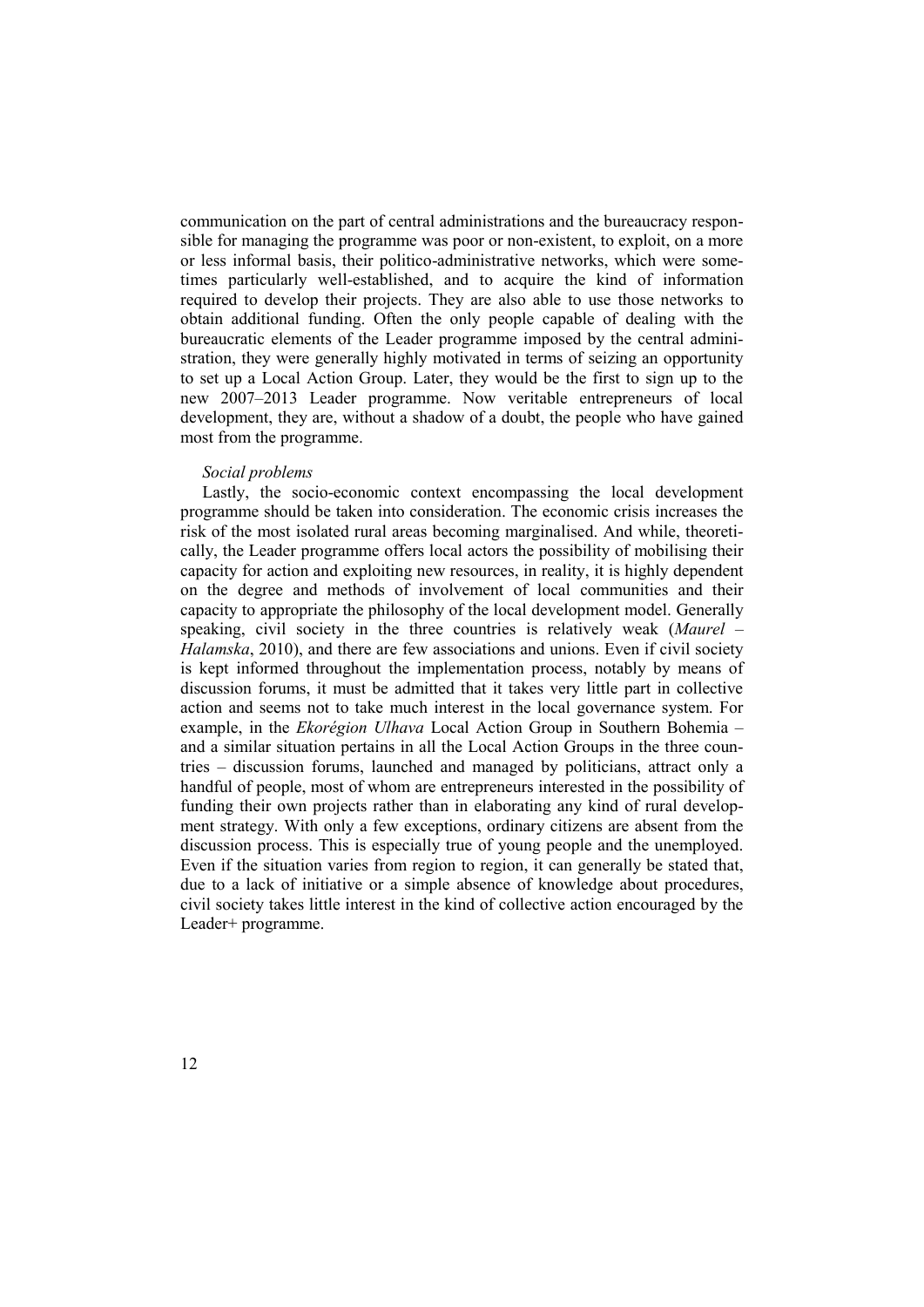communication on the part of central administrations and the bureaucracy responsible for managing the programme was poor or non-existent, to exploit, on a more or less informal basis, their politico-administrative networks, which were sometimes particularly well-established, and to acquire the kind of information required to develop their projects. They are also able to use those networks to obtain additional funding. Often the only people capable of dealing with the bureaucratic elements of the Leader programme imposed by the central administration, they were generally highly motivated in terms of seizing an opportunity to set up a Local Action Group. Later, they would be the first to sign up to the new 2007–2013 Leader programme. Now veritable entrepreneurs of local development, they are, without a shadow of a doubt, the people who have gained most from the programme.

*Social problems*

Lastly, the socio-economic context encompassing the local development programme should be taken into consideration. The economic crisis increases the risk of the most isolated rural areas becoming marginalised. And while, theoretically, the Leader programme offers local actors the possibility of mobilising their capacity for action and exploiting new resources, in reality, it is highly dependent on the degree and methods of involvement of local communities and their capacity to appropriate the philosophy of the local development model. Generally speaking, civil society in the three countries is relatively weak (*Maurel – Halamska*, 2010), and there are few associations and unions. Even if civil society is kept informed throughout the implementation process, notably by means of discussion forums, it must be admitted that it takes very little part in collective action and seems not to take much interest in the local governance system. For example, in the *Ekorégion Ulhava* Local Action Group in Southern Bohemia – and a similar situation pertains in all the Local Action Groups in the three countries – discussion forums, launched and managed by politicians, attract only a handful of people, most of whom are entrepreneurs interested in the possibility of funding their own projects rather than in elaborating any kind of rural development strategy. With only a few exceptions, ordinary citizens are absent from the discussion process. This is especially true of young people and the unemployed. Even if the situation varies from region to region, it can generally be stated that, due to a lack of initiative or a simple absence of knowledge about procedures, civil society takes little interest in the kind of collective action encouraged by the Leader+ programme.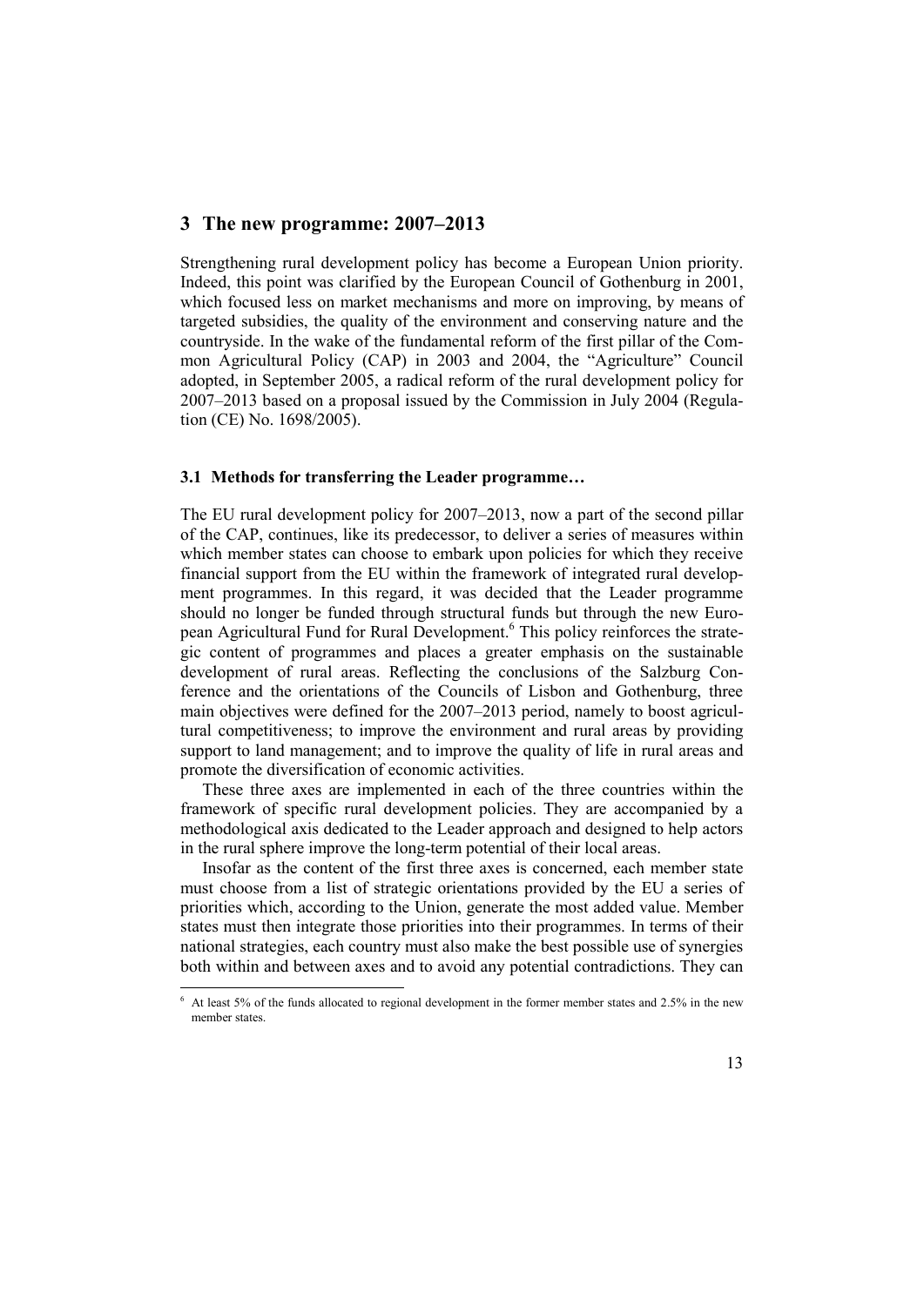# 3 The new programme: 2007–2013

Strengthening rural development policy has become a European Union priority. Indeed, this point was clarified by the European Council of Gothenburg in 2001, which focused less on market mechanisms and more on improving, by means of targeted subsidies, the quality of the environment and conserving nature and the countryside. In the wake of the fundamental reform of the first pillar of the Common Agricultural Policy (CAP) in 2003 and 2004, the "Agriculture" Council adopted, in September 2005, a radical reform of the rural development policy for 2007–2013 based on a proposal issued by the Commission in July 2004 (Regulation (CE) No. 1698/2005).

## 3.1 Methods for transferring the Leader programme…

The EU rural development policy for 2007–2013, now a part of the second pillar of the CAP, continues, like its predecessor, to deliver a series of measures within which member states can choose to embark upon policies for which they receive financial support from the EU within the framework of integrated rural development programmes. In this regard, it was decided that the Leader programme should no longer be funded through structural funds but through the new European Agricultural Fund for Rural Development.[6] This policy reinforces the strategic content of programmes and places a greater emphasis on the sustainable development of rural areas. Reflecting the conclusions of the Salzburg Conference and the orientations of the Councils of Lisbon and Gothenburg, three main objectives were defined for the 2007–2013 period, namely to boost agricultural competitiveness; to improve the environment and rural areas by providing support to land management; and to improve the quality of life in rural areas and promote the diversification of economic activities.

These three axes are implemented in each of the three countries within the framework of specific rural development policies. They are accompanied by a methodological axis dedicated to the Leader approach and designed to help actors in the rural sphere improve the long-term potential of their local areas.

Insofar as the content of the first three axes is concerned, each member state must choose from a list of strategic orientations provided by the EU a series of priorities which, according to the Union, generate the most added value. Member states must then integrate those priorities into their programmes. In terms of their national strategies, each country must also make the best possible use of synergies both within and between axes and to avoid any potential contradictions. They can

[6] At least 5% of the funds allocated to regional development in the former member states and 2.5% in the new member states.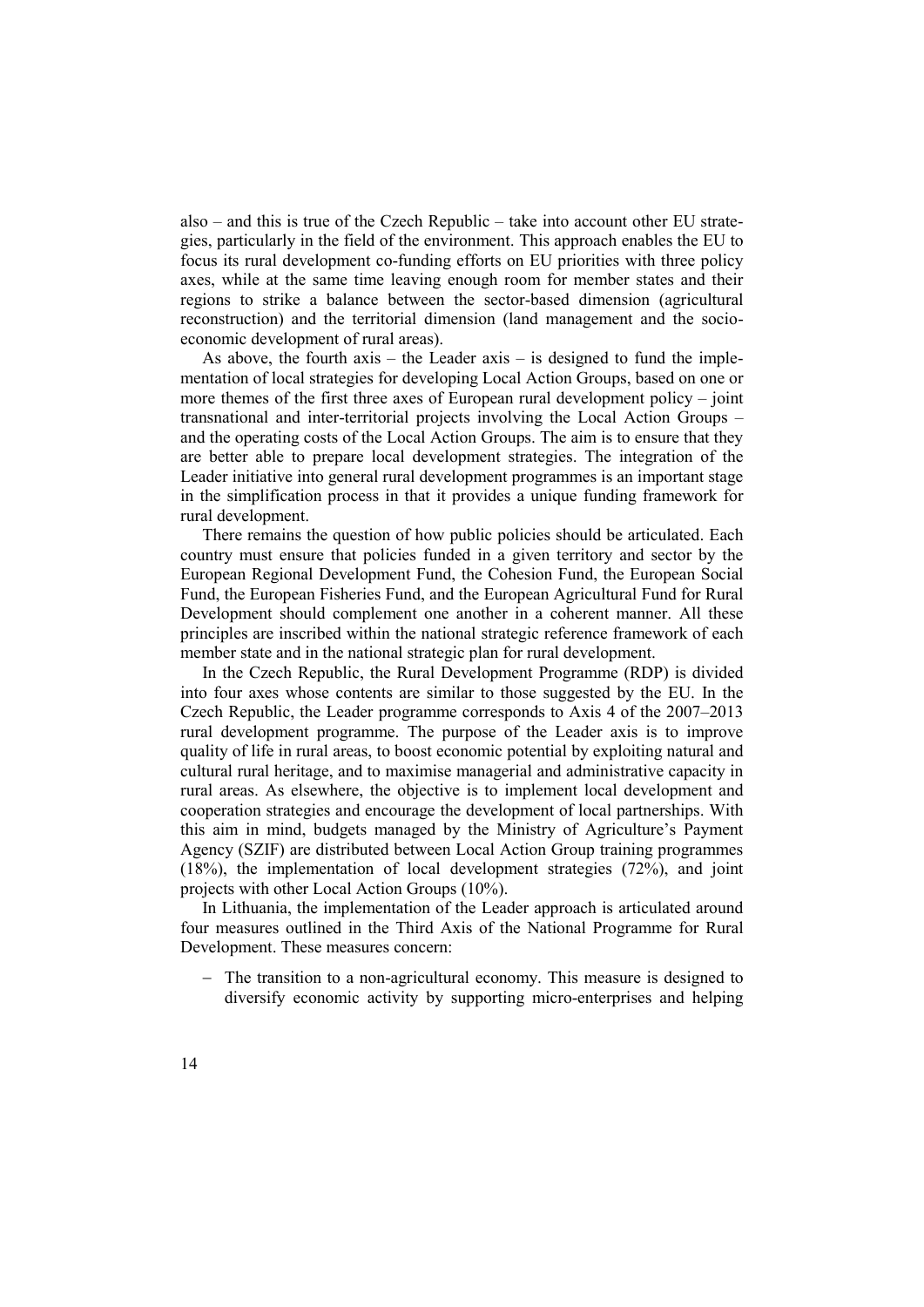also – and this is true of the Czech Republic – take into account other EU strategies, particularly in the field of the environment. This approach enables the EU to focus its rural development co-funding efforts on EU priorities with three policy axes, while at the same time leaving enough room for member states and their regions to strike a balance between the sector-based dimension (agricultural reconstruction) and the territorial dimension (land management and the socio-economic development of rural areas).

As above, the fourth axis – the Leader axis – is designed to fund the implementation of local strategies for developing Local Action Groups, based on one or more themes of the first three axes of European rural development policy – joint transnational and inter-territorial projects involving the Local Action Groups – and the operating costs of the Local Action Groups. The aim is to ensure that they are better able to prepare local development strategies. The integration of the Leader initiative into general rural development programmes is an important stage in the simplification process in that it provides a unique funding framework for rural development.

There remains the question of how public policies should be articulated. Each country must ensure that policies funded in a given territory and sector by the European Regional Development Fund, the Cohesion Fund, the European Social Fund, the European Fisheries Fund, and the European Agricultural Fund for Rural Development should complement one another in a coherent manner. All these principles are inscribed within the national strategic reference framework of each member state and in the national strategic plan for rural development.

In the Czech Republic, the Rural Development Programme (RDP) is divided into four axes whose contents are similar to those suggested by the EU. In the Czech Republic, the Leader programme corresponds to Axis 4 of the 2007–2013 rural development programme. The purpose of the Leader axis is to improve quality of life in rural areas, to boost economic potential by exploiting natural and cultural rural heritage, and to maximise managerial and administrative capacity in rural areas. As elsewhere, the objective is to implement local development and cooperation strategies and encourage the development of local partnerships. With this aim in mind, budgets managed by the Ministry of Agriculture's Payment Agency (SZIF) are distributed between Local Action Group training programmes (18%), the implementation of local development strategies (72%), and joint projects with other Local Action Groups (10%).

In Lithuania, the implementation of the Leader approach is articulated around four measures outlined in the Third Axis of the National Programme for Rural Development. These measures concern:

- The transition to a non-agricultural economy. This measure is designed to diversify economic activity by supporting micro-enterprises and helping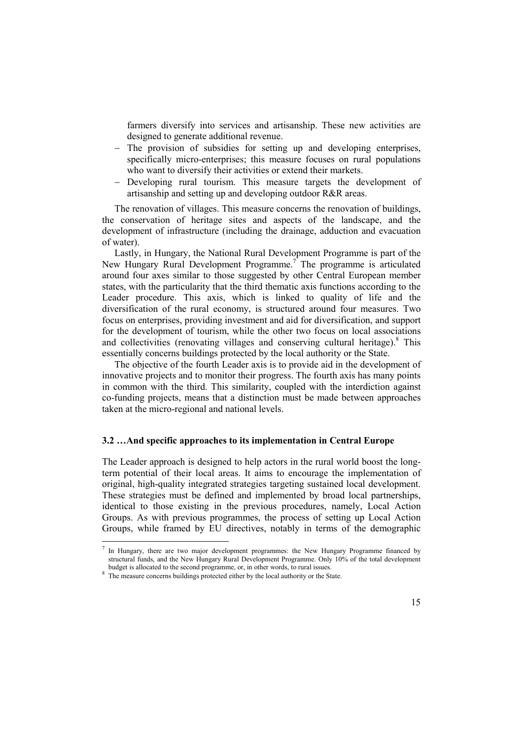farmers diversify into services and artisanship. These new activities are designed to generate additional revenue.

- The provision of subsidies for setting up and developing enterprises, specifically micro-enterprises; this measure focuses on rural populations who want to diversify their activities or extend their markets.
- Developing rural tourism. This measure targets the development of artisanship and setting up and developing outdoor R&R areas.

The renovation of villages. This measure concerns the renovation of buildings, the conservation of heritage sites and aspects of the landscape, and the development of infrastructure (including the drainage, adduction and evacuation of water).

Lastly, in Hungary, the National Rural Development Programme is part of the New Hungary Rural Development Programme.[7] The programme is articulated around four axes similar to those suggested by other Central European member states, with the particularity that the third thematic axis functions according to the Leader procedure. This axis, which is linked to quality of life and the diversification of the rural economy, is structured around four measures. Two focus on enterprises, providing investment and aid for diversification, and support for the development of tourism, while the other two focus on local associations and collectivities (renovating villages and conserving cultural heritage).[8] This essentially concerns buildings protected by the local authority or the State.

The objective of the fourth Leader axis is to provide aid in the development of innovative projects and to monitor their progress. The fourth axis has many points in common with the third. This similarity, coupled with the interdiction against co-funding projects, means that a distinction must be made between approaches taken at the micro-regional and national levels.

### 3.2 …And specific approaches to its implementation in Central Europe

The Leader approach is designed to help actors in the rural world boost the long-term potential of their local areas. It aims to encourage the implementation of original, high-quality integrated strategies targeting sustained local development. These strategies must be defined and implemented by broad local partnerships, identical to those existing in the previous procedures, namely, Local Action Groups. As with previous programmes, the process of setting up Local Action Groups, while framed by EU directives, notably in terms of the demographic

[7] In Hungary, there are two major development programmes: the New Hungary Programme financed by structural funds, and the New Hungary Rural Development Programme. Only 10% of the total development budget is allocated to the second programme, or, in other words, to rural issues.

[8] The measure concerns buildings protected either by the local authority or the State.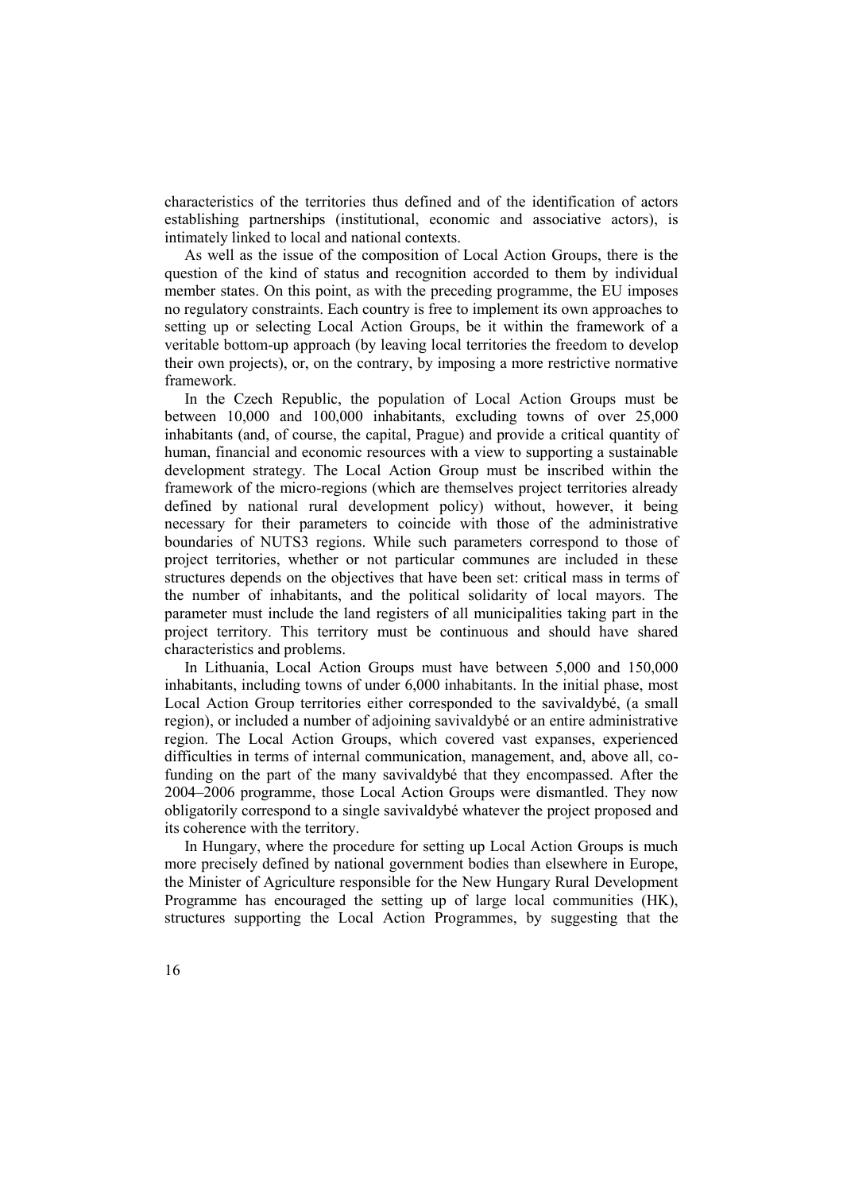characteristics of the territories thus defined and of the identification of actors establishing partnerships (institutional, economic and associative actors), is intimately linked to local and national contexts.

As well as the issue of the composition of Local Action Groups, there is the question of the kind of status and recognition accorded to them by individual member states. On this point, as with the preceding programme, the EU imposes no regulatory constraints. Each country is free to implement its own approaches to setting up or selecting Local Action Groups, be it within the framework of a veritable bottom-up approach (by leaving local territories the freedom to develop their own projects), or, on the contrary, by imposing a more restrictive normative framework.

In the Czech Republic, the population of Local Action Groups must be between 10,000 and 100,000 inhabitants, excluding towns of over 25,000 inhabitants (and, of course, the capital, Prague) and provide a critical quantity of human, financial and economic resources with a view to supporting a sustainable development strategy. The Local Action Group must be inscribed within the framework of the micro-regions (which are themselves project territories already defined by national rural development policy) without, however, it being necessary for their parameters to coincide with those of the administrative boundaries of NUTS3 regions. While such parameters correspond to those of project territories, whether or not particular communes are included in these structures depends on the objectives that have been set: critical mass in terms of the number of inhabitants, and the political solidarity of local mayors. The parameter must include the land registers of all municipalities taking part in the project territory. This territory must be continuous and should have shared characteristics and problems.

In Lithuania, Local Action Groups must have between 5,000 and 150,000 inhabitants, including towns of under 6,000 inhabitants. In the initial phase, most Local Action Group territories either corresponded to the savivaldybé, (a small region), or included a number of adjoining savivaldybé or an entire administrative region. The Local Action Groups, which covered vast expanses, experienced difficulties in terms of internal communication, management, and, above all, co-funding on the part of the many savivaldybé that they encompassed. After the 2004–2006 programme, those Local Action Groups were dismantled. They now obligatorily correspond to a single savivaldybé whatever the project proposed and its coherence with the territory.

In Hungary, where the procedure for setting up Local Action Groups is much more precisely defined by national government bodies than elsewhere in Europe, the Minister of Agriculture responsible for the New Hungary Rural Development Programme has encouraged the setting up of large local communities (HK), structures supporting the Local Action Programmes, by suggesting that the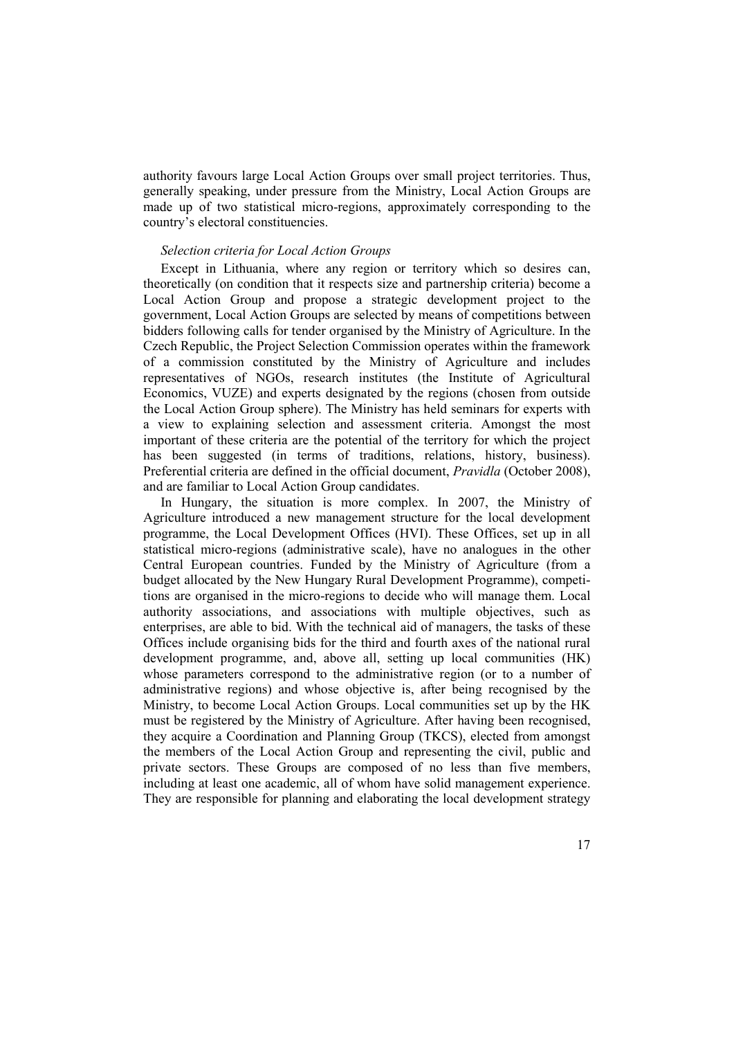authority favours large Local Action Groups over small project territories. Thus, generally speaking, under pressure from the Ministry, Local Action Groups are made up of two statistical micro-regions, approximately corresponding to the country's electoral constituencies.

*Selection criteria for Local Action Groups*

Except in Lithuania, where any region or territory which so desires can, theoretically (on condition that it respects size and partnership criteria) become a Local Action Group and propose a strategic development project to the government, Local Action Groups are selected by means of competitions between bidders following calls for tender organised by the Ministry of Agriculture. In the Czech Republic, the Project Selection Commission operates within the framework of a commission constituted by the Ministry of Agriculture and includes representatives of NGOs, research institutes (the Institute of Agricultural Economics, VUZE) and experts designated by the regions (chosen from outside the Local Action Group sphere). The Ministry has held seminars for experts with a view to explaining selection and assessment criteria. Amongst the most important of these criteria are the potential of the territory for which the project has been suggested (in terms of traditions, relations, history, business). Preferential criteria are defined in the official document, *Pravidla* (October 2008), and are familiar to Local Action Group candidates.

In Hungary, the situation is more complex. In 2007, the Ministry of Agriculture introduced a new management structure for the local development programme, the Local Development Offices (HVI). These Offices, set up in all statistical micro-regions (administrative scale), have no analogues in the other Central European countries. Funded by the Ministry of Agriculture (from a budget allocated by the New Hungary Rural Development Programme), competitions are organised in the micro-regions to decide who will manage them. Local authority associations, and associations with multiple objectives, such as enterprises, are able to bid. With the technical aid of managers, the tasks of these Offices include organising bids for the third and fourth axes of the national rural development programme, and, above all, setting up local communities (HK) whose parameters correspond to the administrative region (or to a number of administrative regions) and whose objective is, after being recognised by the Ministry, to become Local Action Groups. Local communities set up by the HK must be registered by the Ministry of Agriculture. After having been recognised, they acquire a Coordination and Planning Group (TKCS), elected from amongst the members of the Local Action Group and representing the civil, public and private sectors. These Groups are composed of no less than five members, including at least one academic, all of whom have solid management experience. They are responsible for planning and elaborating the local development strategy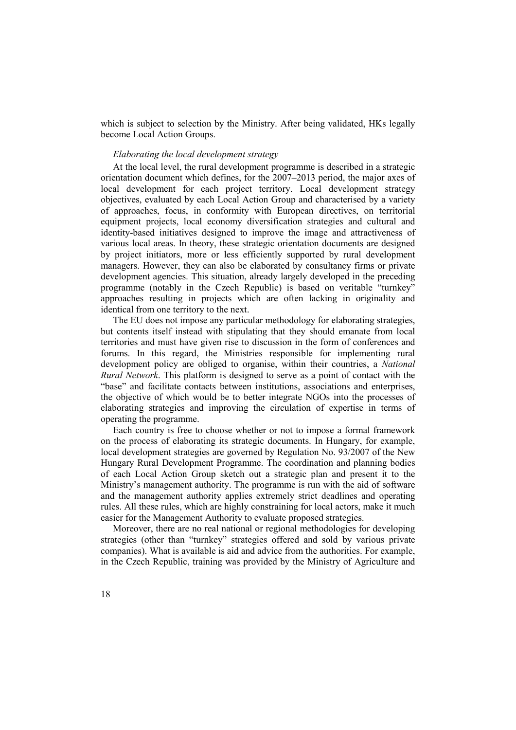which is subject to selection by the Ministry. After being validated, HKs legally become Local Action Groups.

*Elaborating the local development strategy*

At the local level, the rural development programme is described in a strategic orientation document which defines, for the 2007–2013 period, the major axes of local development for each project territory. Local development strategy objectives, evaluated by each Local Action Group and characterised by a variety of approaches, focus, in conformity with European directives, on territorial equipment projects, local economy diversification strategies and cultural and identity-based initiatives designed to improve the image and attractiveness of various local areas. In theory, these strategic orientation documents are designed by project initiators, more or less efficiently supported by rural development managers. However, they can also be elaborated by consultancy firms or private development agencies. This situation, already largely developed in the preceding programme (notably in the Czech Republic) is based on veritable "turnkey" approaches resulting in projects which are often lacking in originality and identical from one territory to the next.

The EU does not impose any particular methodology for elaborating strategies, but contents itself instead with stipulating that they should emanate from local territories and must have given rise to discussion in the form of conferences and forums. In this regard, the Ministries responsible for implementing rural development policy are obliged to organise, within their countries, a *National Rural Network*. This platform is designed to serve as a point of contact with the "base" and facilitate contacts between institutions, associations and enterprises, the objective of which would be to better integrate NGOs into the processes of elaborating strategies and improving the circulation of expertise in terms of operating the programme.

Each country is free to choose whether or not to impose a formal framework on the process of elaborating its strategic documents. In Hungary, for example, local development strategies are governed by Regulation No. 93/2007 of the New Hungary Rural Development Programme. The coordination and planning bodies of each Local Action Group sketch out a strategic plan and present it to the Ministry's management authority. The programme is run with the aid of software and the management authority applies extremely strict deadlines and operating rules. All these rules, which are highly constraining for local actors, make it much easier for the Management Authority to evaluate proposed strategies.

Moreover, there are no real national or regional methodologies for developing strategies (other than "turnkey" strategies offered and sold by various private companies). What is available is aid and advice from the authorities. For example, in the Czech Republic, training was provided by the Ministry of Agriculture and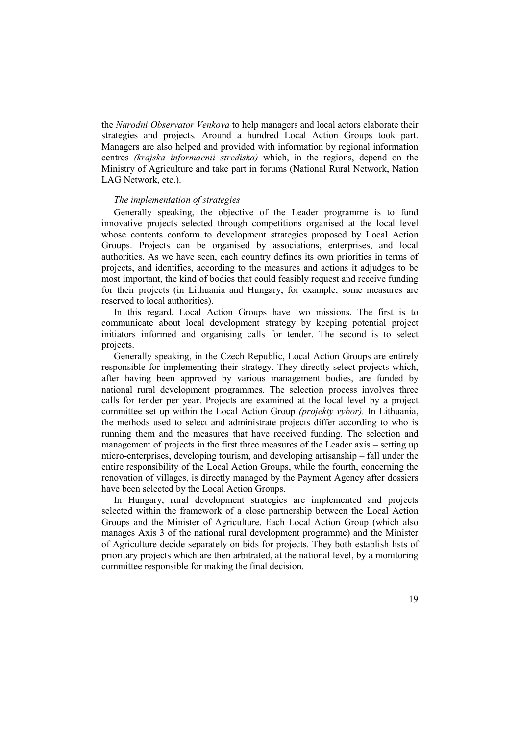the *Narodni Observator Venkova* to help managers and local actors elaborate their strategies and projects*.* Around a hundred Local Action Groups took part. Managers are also helped and provided with information by regional information centres *(krajska informacnii strediska)* which, in the regions, depend on the Ministry of Agriculture and take part in forums (National Rural Network, Nation LAG Network, etc.).

*The implementation of strategies*

Generally speaking, the objective of the Leader programme is to fund innovative projects selected through competitions organised at the local level whose contents conform to development strategies proposed by Local Action Groups. Projects can be organised by associations, enterprises, and local authorities. As we have seen, each country defines its own priorities in terms of projects, and identifies, according to the measures and actions it adjudges to be most important, the kind of bodies that could feasibly request and receive funding for their projects (in Lithuania and Hungary, for example, some measures are reserved to local authorities).

In this regard, Local Action Groups have two missions. The first is to communicate about local development strategy by keeping potential project initiators informed and organising calls for tender. The second is to select projects.

Generally speaking, in the Czech Republic, Local Action Groups are entirely responsible for implementing their strategy. They directly select projects which, after having been approved by various management bodies, are funded by national rural development programmes. The selection process involves three calls for tender per year. Projects are examined at the local level by a project committee set up within the Local Action Group *(projekty vybor).* In Lithuania, the methods used to select and administrate projects differ according to who is running them and the measures that have received funding. The selection and management of projects in the first three measures of the Leader axis – setting up micro-enterprises, developing tourism, and developing artisanship – fall under the entire responsibility of the Local Action Groups, while the fourth, concerning the renovation of villages, is directly managed by the Payment Agency after dossiers have been selected by the Local Action Groups.

In Hungary, rural development strategies are implemented and projects selected within the framework of a close partnership between the Local Action Groups and the Minister of Agriculture. Each Local Action Group (which also manages Axis 3 of the national rural development programme) and the Minister of Agriculture decide separately on bids for projects. They both establish lists of prioritary projects which are then arbitrated, at the national level, by a monitoring committee responsible for making the final decision.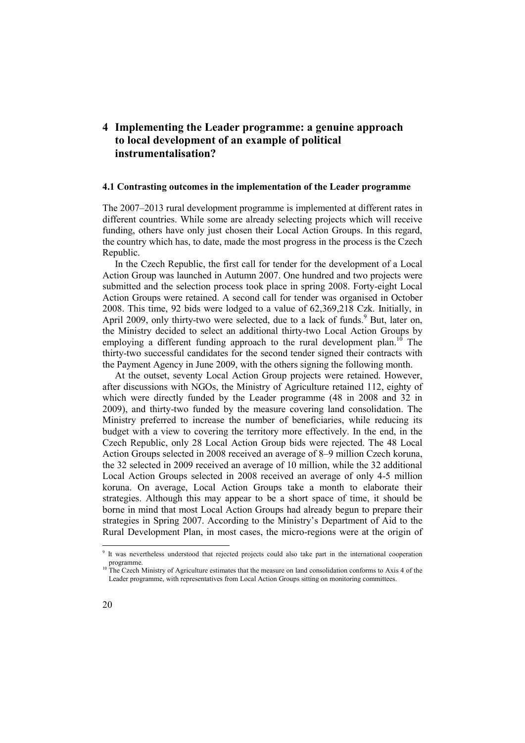## 4 Implementing the Leader programme: a genuine approach to local development of an example of political instrumentalisation?

### 4.1 Contrasting outcomes in the implementation of the Leader programme

The 2007–2013 rural development programme is implemented at different rates in different countries. While some are already selecting projects which will receive funding, others have only just chosen their Local Action Groups. In this regard, the country which has, to date, made the most progress in the process is the Czech Republic.

In the Czech Republic, the first call for tender for the development of a Local Action Group was launched in Autumn 2007. One hundred and two projects were submitted and the selection process took place in spring 2008. Forty-eight Local Action Groups were retained. A second call for tender was organised in October 2008. This time, 92 bids were lodged to a value of 62,369,218 Czk. Initially, in April 2009, only thirty-two were selected, due to a lack of funds.[9] But, later on, the Ministry decided to select an additional thirty-two Local Action Groups by employing a different funding approach to the rural development plan.[10] The thirty-two successful candidates for the second tender signed their contracts with the Payment Agency in June 2009, with the others signing the following month.

At the outset, seventy Local Action Group projects were retained. However, after discussions with NGOs, the Ministry of Agriculture retained 112, eighty of which were directly funded by the Leader programme (48 in 2008 and 32 in 2009), and thirty-two funded by the measure covering land consolidation. The Ministry preferred to increase the number of beneficiaries, while reducing its budget with a view to covering the territory more effectively. In the end, in the Czech Republic, only 28 Local Action Group bids were rejected. The 48 Local Action Groups selected in 2008 received an average of 8–9 million Czech koruna, the 32 selected in 2009 received an average of 10 million, while the 32 additional Local Action Groups selected in 2008 received an average of only 4-5 million koruna. On average, Local Action Groups take a month to elaborate their strategies. Although this may appear to be a short space of time, it should be borne in mind that most Local Action Groups had already begun to prepare their strategies in Spring 2007. According to the Ministry's Department of Aid to the Rural Development Plan, in most cases, the micro-regions were at the origin of

[9] It was nevertheless understood that rejected projects could also take part in the international cooperation programme.

[10] The Czech Ministry of Agriculture estimates that the measure on land consolidation conforms to Axis 4 of the Leader programme, with representatives from Local Action Groups sitting on monitoring committees.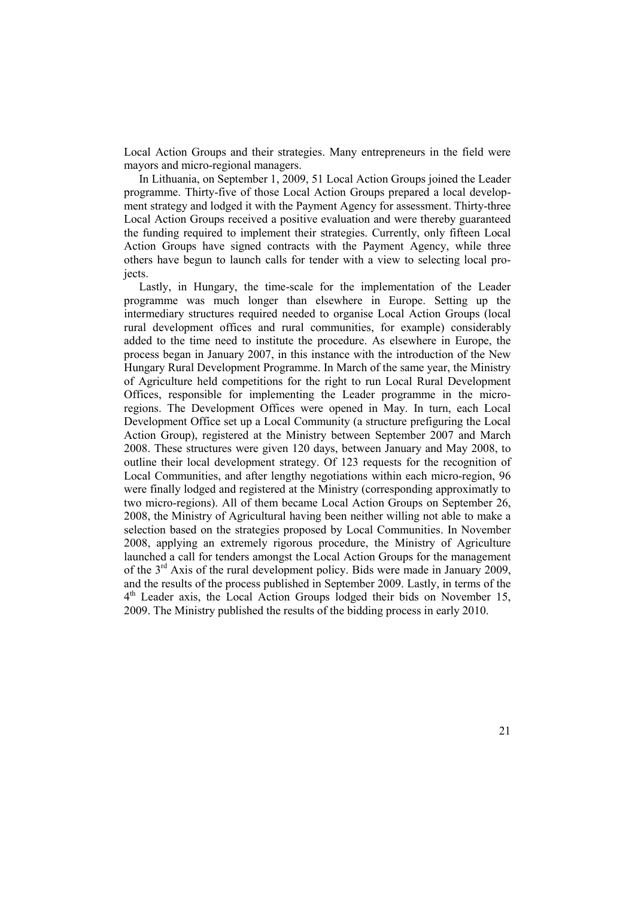Local Action Groups and their strategies. Many entrepreneurs in the field were mayors and micro-regional managers.

In Lithuania, on September 1, 2009, 51 Local Action Groups joined the Leader programme. Thirty-five of those Local Action Groups prepared a local development strategy and lodged it with the Payment Agency for assessment. Thirty-three Local Action Groups received a positive evaluation and were thereby guaranteed the funding required to implement their strategies. Currently, only fifteen Local Action Groups have signed contracts with the Payment Agency, while three others have begun to launch calls for tender with a view to selecting local projects.

Lastly, in Hungary, the time-scale for the implementation of the Leader programme was much longer than elsewhere in Europe. Setting up the intermediary structures required needed to organise Local Action Groups (local rural development offices and rural communities, for example) considerably added to the time need to institute the procedure. As elsewhere in Europe, the process began in January 2007, in this instance with the introduction of the New Hungary Rural Development Programme. In March of the same year, the Ministry of Agriculture held competitions for the right to run Local Rural Development Offices, responsible for implementing the Leader programme in the micro-regions. The Development Offices were opened in May. In turn, each Local Development Office set up a Local Community (a structure prefiguring the Local Action Group), registered at the Ministry between September 2007 and March 2008. These structures were given 120 days, between January and May 2008, to outline their local development strategy. Of 123 requests for the recognition of Local Communities, and after lengthy negotiations within each micro-region, 96 were finally lodged and registered at the Ministry (corresponding approximatly to two micro-regions). All of them became Local Action Groups on September 26, 2008, the Ministry of Agricultural having been neither willing not able to make a selection based on the strategies proposed by Local Communities. In November 2008, applying an extremely rigorous procedure, the Ministry of Agriculture launched a call for tenders amongst the Local Action Groups for the management of the 3rd Axis of the rural development policy. Bids were made in January 2009, and the results of the process published in September 2009. Lastly, in terms of the 4th Leader axis, the Local Action Groups lodged their bids on November 15, 2009. The Ministry published the results of the bidding process in early 2010.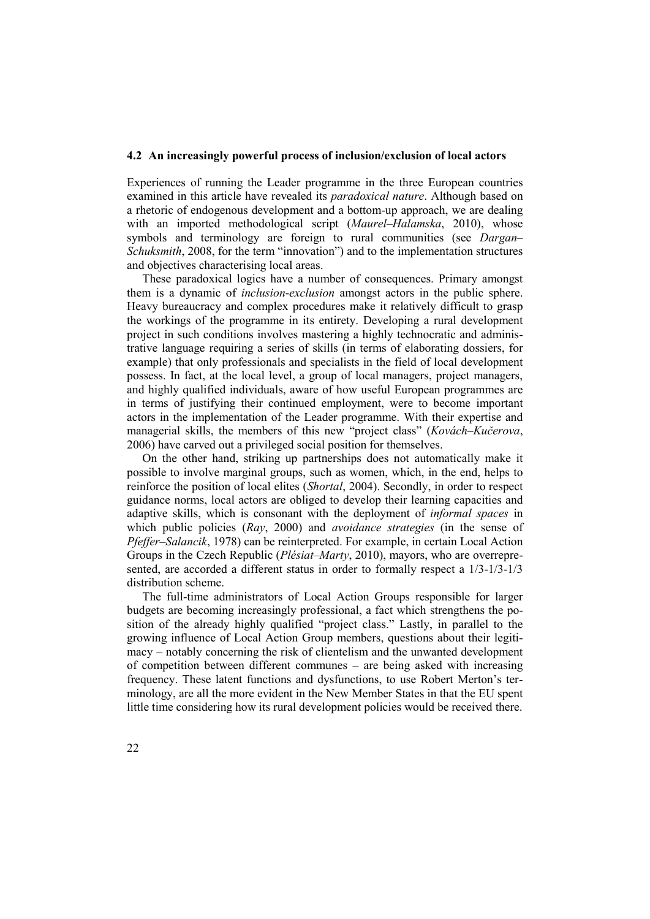### 4.2 An increasingly powerful process of inclusion/exclusion of local actors

Experiences of running the Leader programme in the three European countries examined in this article have revealed its *paradoxical nature*. Although based on a rhetoric of endogenous development and a bottom-up approach, we are dealing with an imported methodological script (*Maurel–Halamska*, 2010), whose symbols and terminology are foreign to rural communities (see *Dargan–Schuksmith*, 2008, for the term "innovation") and to the implementation structures and objectives characterising local areas.

These paradoxical logics have a number of consequences. Primary amongst them is a dynamic of *inclusion-exclusion* amongst actors in the public sphere. Heavy bureaucracy and complex procedures make it relatively difficult to grasp the workings of the programme in its entirety. Developing a rural development project in such conditions involves mastering a highly technocratic and administrative language requiring a series of skills (in terms of elaborating dossiers, for example) that only professionals and specialists in the field of local development possess. In fact, at the local level, a group of local managers, project managers, and highly qualified individuals, aware of how useful European programmes are in terms of justifying their continued employment, were to become important actors in the implementation of the Leader programme. With their expertise and managerial skills, the members of this new "project class" (*Kovách–Kučerova*, 2006) have carved out a privileged social position for themselves.

On the other hand, striking up partnerships does not automatically make it possible to involve marginal groups, such as women, which, in the end, helps to reinforce the position of local elites (*Shortal*, 2004). Secondly, in order to respect guidance norms, local actors are obliged to develop their learning capacities and adaptive skills, which is consonant with the deployment of *informal spaces* in which public policies (*Ray*, 2000) and *avoidance strategies* (in the sense of *Pfeffer–Salancik*, 1978) can be reinterpreted. For example, in certain Local Action Groups in the Czech Republic (*Plésiat–Marty*, 2010), mayors, who are overrepresented, are accorded a different status in order to formally respect a 1/3-1/3-1/3 distribution scheme.

The full-time administrators of Local Action Groups responsible for larger budgets are becoming increasingly professional, a fact which strengthens the position of the already highly qualified "project class." Lastly, in parallel to the growing influence of Local Action Group members, questions about their legitimacy – notably concerning the risk of clientelism and the unwanted development of competition between different communes – are being asked with increasing frequency. These latent functions and dysfunctions, to use Robert Merton's terminology, are all the more evident in the New Member States in that the EU spent little time considering how its rural development policies would be received there.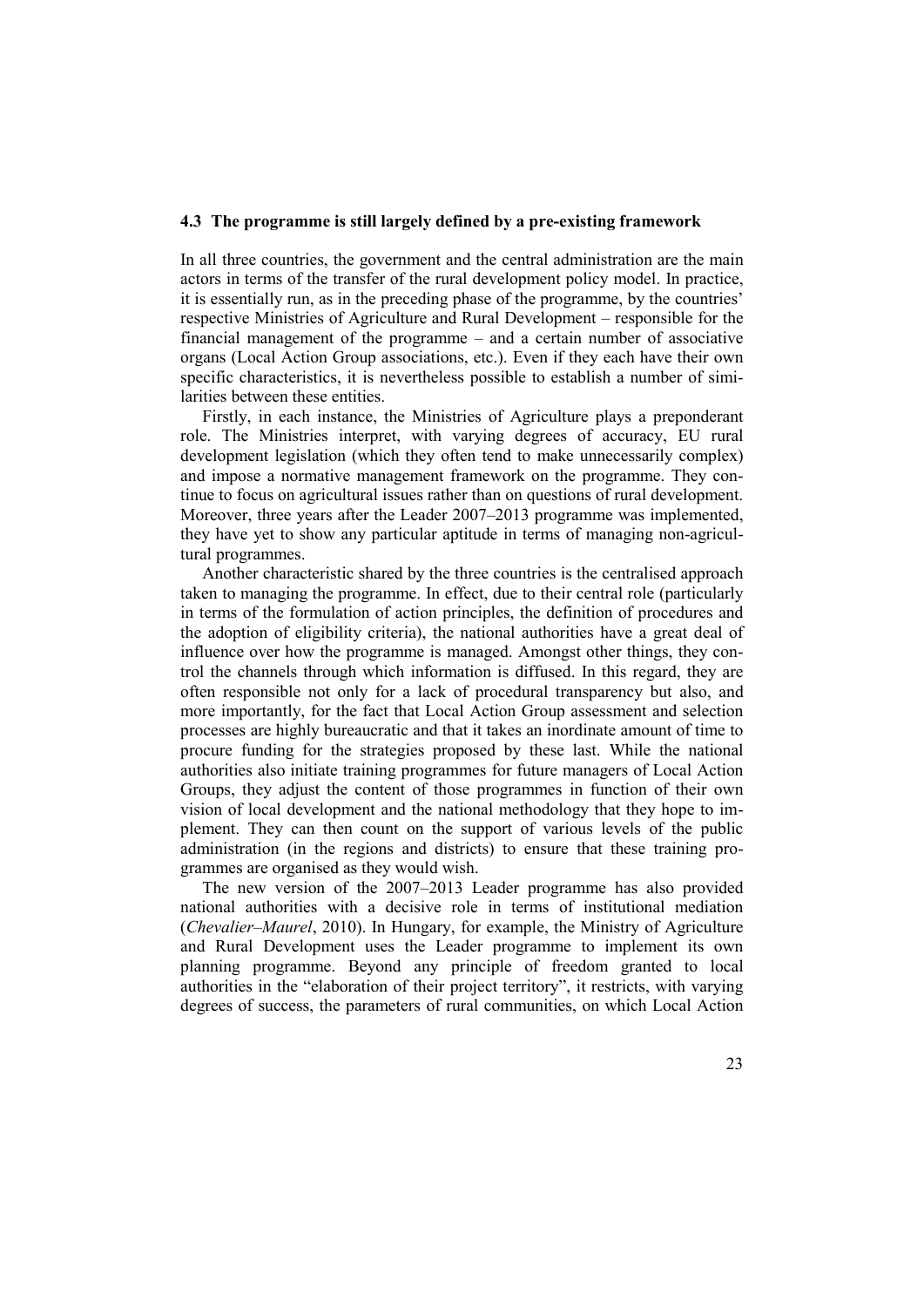### 4.3 The programme is still largely defined by a pre-existing framework

In all three countries, the government and the central administration are the main actors in terms of the transfer of the rural development policy model. In practice, it is essentially run, as in the preceding phase of the programme, by the countries' respective Ministries of Agriculture and Rural Development – responsible for the financial management of the programme – and a certain number of associative organs (Local Action Group associations, etc.). Even if they each have their own specific characteristics, it is nevertheless possible to establish a number of similarities between these entities.

Firstly, in each instance, the Ministries of Agriculture plays a preponderant role. The Ministries interpret, with varying degrees of accuracy, EU rural development legislation (which they often tend to make unnecessarily complex) and impose a normative management framework on the programme. They continue to focus on agricultural issues rather than on questions of rural development. Moreover, three years after the Leader 2007–2013 programme was implemented, they have yet to show any particular aptitude in terms of managing non-agricultural programmes.

Another characteristic shared by the three countries is the centralised approach taken to managing the programme. In effect, due to their central role (particularly in terms of the formulation of action principles, the definition of procedures and the adoption of eligibility criteria), the national authorities have a great deal of influence over how the programme is managed. Amongst other things, they control the channels through which information is diffused. In this regard, they are often responsible not only for a lack of procedural transparency but also, and more importantly, for the fact that Local Action Group assessment and selection processes are highly bureaucratic and that it takes an inordinate amount of time to procure funding for the strategies proposed by these last. While the national authorities also initiate training programmes for future managers of Local Action Groups, they adjust the content of those programmes in function of their own vision of local development and the national methodology that they hope to implement. They can then count on the support of various levels of the public administration (in the regions and districts) to ensure that these training programmes are organised as they would wish.

The new version of the 2007–2013 Leader programme has also provided national authorities with a decisive role in terms of institutional mediation (*Chevalier–Maurel*, 2010). In Hungary, for example, the Ministry of Agriculture and Rural Development uses the Leader programme to implement its own planning programme. Beyond any principle of freedom granted to local authorities in the "elaboration of their project territory", it restricts, with varying degrees of success, the parameters of rural communities, on which Local Action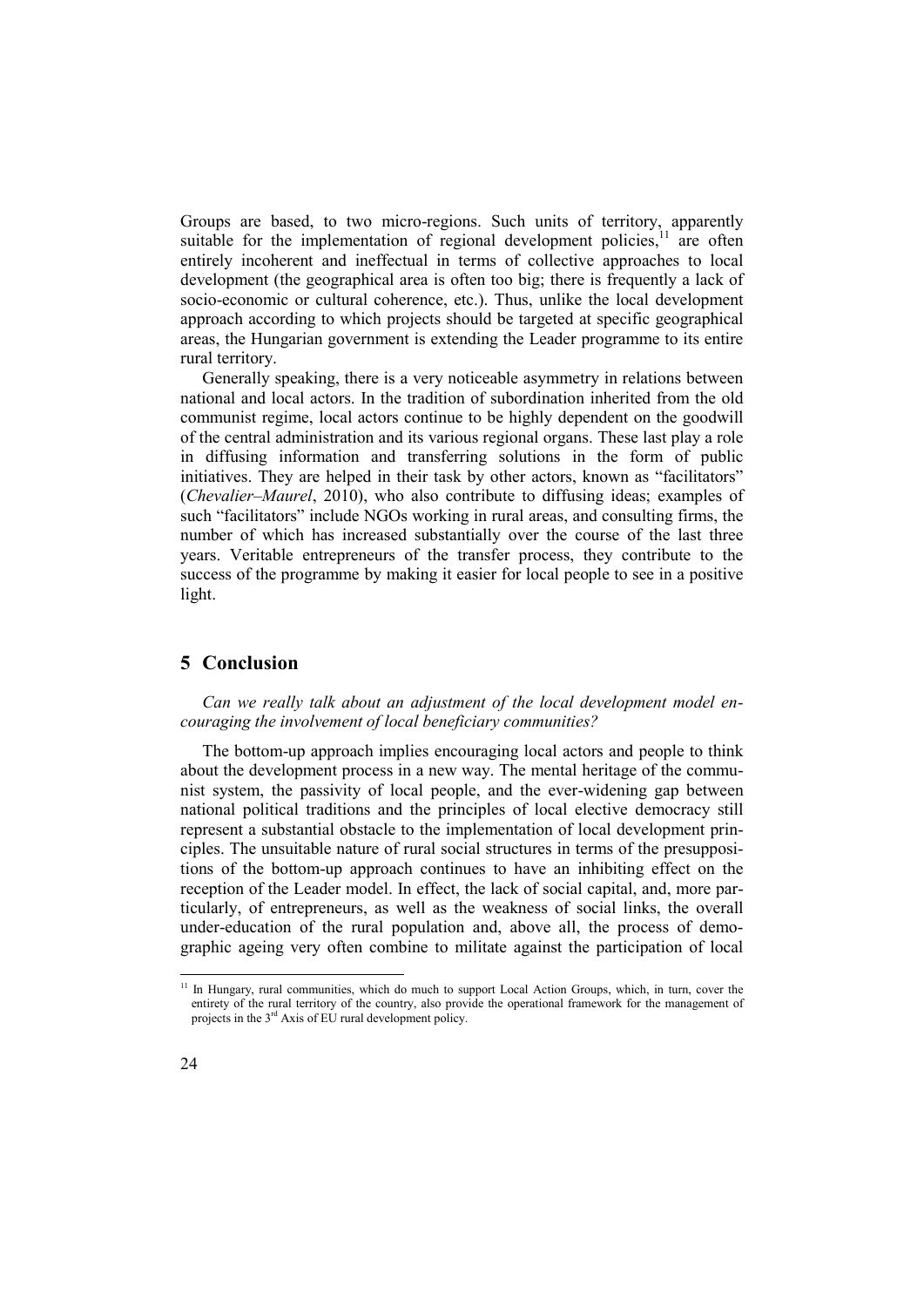Groups are based, to two micro-regions. Such units of territory, apparently suitable for the implementation of regional development policies,[11] are often entirely incoherent and ineffectual in terms of collective approaches to local development (the geographical area is often too big; there is frequently a lack of socio-economic or cultural coherence, etc.). Thus, unlike the local development approach according to which projects should be targeted at specific geographical areas, the Hungarian government is extending the Leader programme to its entire rural territory.

Generally speaking, there is a very noticeable asymmetry in relations between national and local actors. In the tradition of subordination inherited from the old communist regime, local actors continue to be highly dependent on the goodwill of the central administration and its various regional organs. These last play a role in diffusing information and transferring solutions in the form of public initiatives. They are helped in their task by other actors, known as "facilitators" (*Chevalier–Maurel*, 2010), who also contribute to diffusing ideas; examples of such "facilitators" include NGOs working in rural areas, and consulting firms, the number of which has increased substantially over the course of the last three years. Veritable entrepreneurs of the transfer process, they contribute to the success of the programme by making it easier for local people to see in a positive light.

## 5 Conclusion

*Can we really talk about an adjustment of the local development model encouraging the involvement of local beneficiary communities?*

The bottom-up approach implies encouraging local actors and people to think about the development process in a new way. The mental heritage of the communist system, the passivity of local people, and the ever-widening gap between national political traditions and the principles of local elective democracy still represent a substantial obstacle to the implementation of local development principles. The unsuitable nature of rural social structures in terms of the presuppositions of the bottom-up approach continues to have an inhibiting effect on the reception of the Leader model. In effect, the lack of social capital, and, more particularly, of entrepreneurs, as well as the weakness of social links, the overall under-education of the rural population and, above all, the process of demographic ageing very often combine to militate against the participation of local

[11] In Hungary, rural communities, which do much to support Local Action Groups, which, in turn, cover the entirety of the rural territory of the country, also provide the operational framework for the management of projects in the 3rd Axis of EU rural development policy.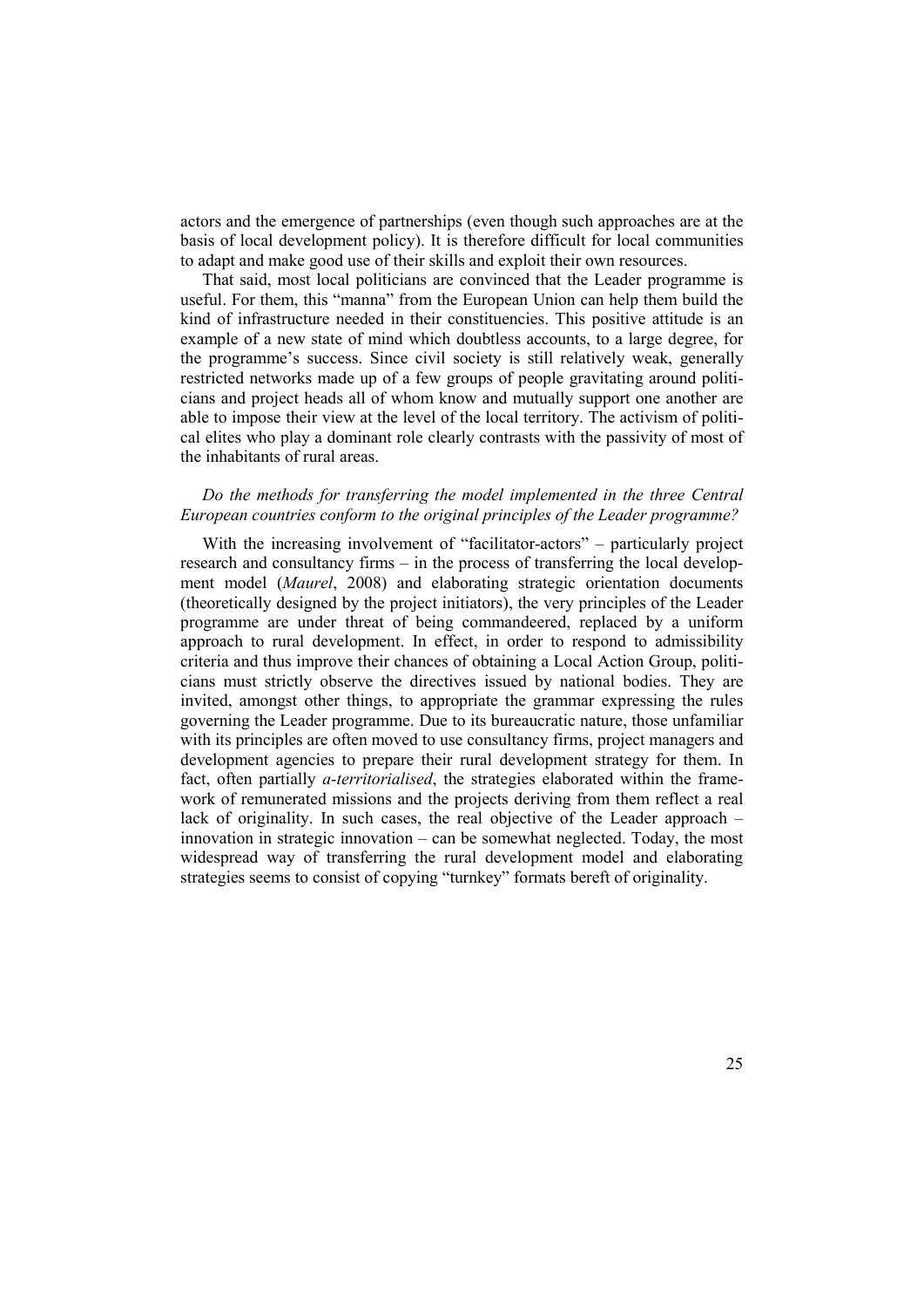actors and the emergence of partnerships (even though such approaches are at the basis of local development policy). It is therefore difficult for local communities to adapt and make good use of their skills and exploit their own resources.

That said, most local politicians are convinced that the Leader programme is useful. For them, this "manna" from the European Union can help them build the kind of infrastructure needed in their constituencies. This positive attitude is an example of a new state of mind which doubtless accounts, to a large degree, for the programme's success. Since civil society is still relatively weak, generally restricted networks made up of a few groups of people gravitating around politicians and project heads all of whom know and mutually support one another are able to impose their view at the level of the local territory. The activism of political elites who play a dominant role clearly contrasts with the passivity of most of the inhabitants of rural areas.

*Do the methods for transferring the model implemented in the three Central European countries conform to the original principles of the Leader programme?*

With the increasing involvement of "facilitator-actors" – particularly project research and consultancy firms – in the process of transferring the local development model (*Maurel*, 2008) and elaborating strategic orientation documents (theoretically designed by the project initiators), the very principles of the Leader programme are under threat of being commandeered, replaced by a uniform approach to rural development. In effect, in order to respond to admissibility criteria and thus improve their chances of obtaining a Local Action Group, politicians must strictly observe the directives issued by national bodies. They are invited, amongst other things, to appropriate the grammar expressing the rules governing the Leader programme. Due to its bureaucratic nature, those unfamiliar with its principles are often moved to use consultancy firms, project managers and development agencies to prepare their rural development strategy for them. In fact, often partially *a-territorialised*, the strategies elaborated within the framework of remunerated missions and the projects deriving from them reflect a real lack of originality. In such cases, the real objective of the Leader approach – innovation in strategic innovation – can be somewhat neglected. Today, the most widespread way of transferring the rural development model and elaborating strategies seems to consist of copying "turnkey" formats bereft of originality.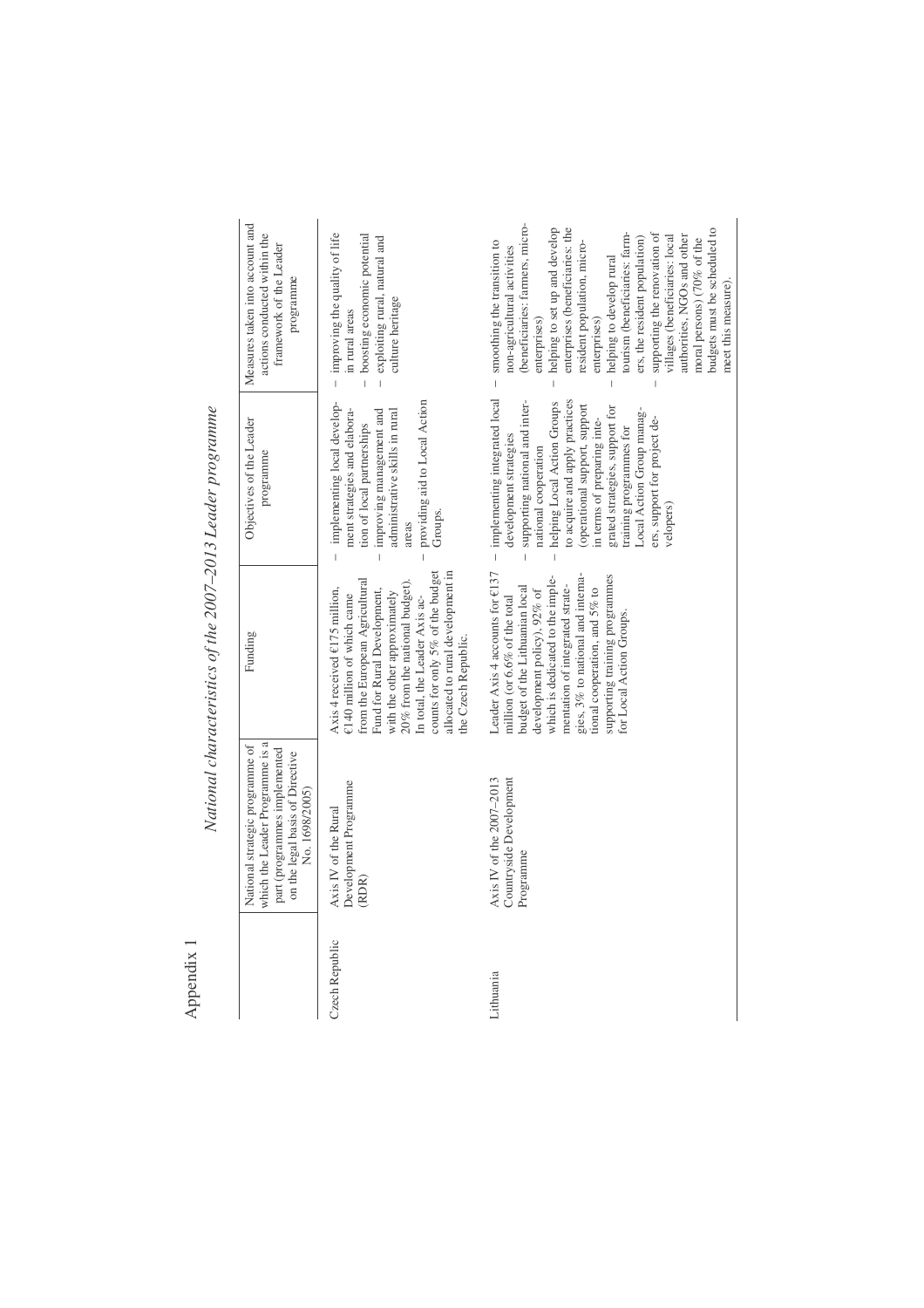Appendix 1

*National characteristics of the 2007–2013 Leader programme*

| | National strategic programme of which the Leader Programme is a part (programmes implemented on the legal basis of Directive No. 1698/2005) | Funding | Objectives of the Leader programme | Measures taken into account and actions conducted within the framework of the Leader programme |
|---|---|---|---|---|
| Czech Republic | Axis IV of the Rural Development Programme (RDR) | Axis 4 received €175 million, €140 million of which came from the European Agricultural Fund for Rural Development, with the other approximately 20% from the national budget). In total, the Leader Axis accounts for only 5% of the budget allocated to rural development in the Czech Republic. | – implementing local development strategies and elaboration of local partnerships<br>– improving management and administrative skills in rural areas<br>– providing aid to Local Action Groups. | – improving the quality of life in rural areas<br>– boosting economic potential<br>– exploiting rural, natural and culture heritage |
| Lithuania | Axis IV of the 2007–2013 Countryside Development Programme | Leader Axis 4 accounts for €137 million (or 6.6% of the total budget of the Lithuanian local development policy), 92% of which is dedicated to the implementation of integrated strategies, 3% to national and international cooperation, and 5% to supporting training programmes for Local Action Groups. | – implementing integrated local development strategies<br>– supporting national and international cooperation<br>– helping Local Action Groups to acquire and apply practices (operational support, support in terms of preparing integrated strategies, support for training programmes for Local Action Group managers, support for project developers) | – smoothing the transition to non-agricultural activities (beneficiaries: farmers, micro-enterprises)<br>– helping to set up and develop enterprises (beneficiaries: the resident population, micro-enterprises)<br>– helping to develop rural tourism (beneficiaries: farmers, the resident population)<br>– supporting the renovation of villages (beneficiaries: local authorities, NGOs and other moral persons) (70% of the budgets must be scheduled to meet this measure). |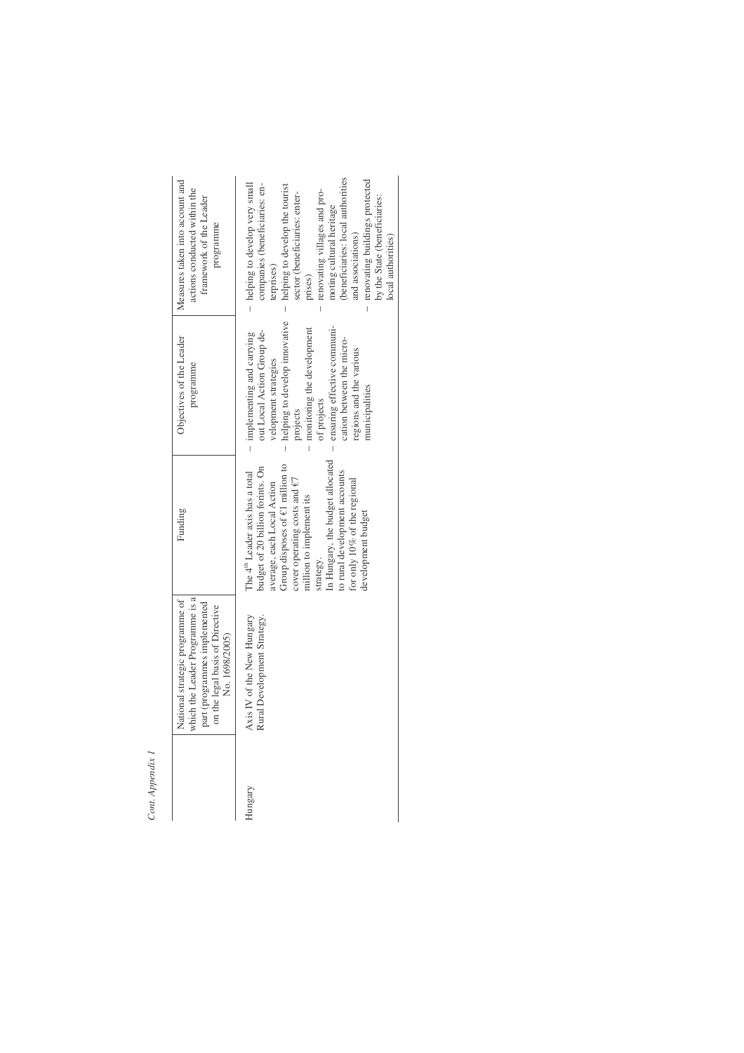*Cont. Appendix 1*

| | National strategic programme of which the Leader Programme is a part (programmes implemented on the legal basis of Directive No. 1698/2005) | Funding | Objectives of the Leader programme | Measures taken into account and actions conducted within the framework of the Leader programme |
|---|---|---|---|---|
| Hungary | Axis IV of the New Hungary Rural Development Strategy. | The 4th Leader axis has a total budget of 20 billion forints. On average, each Local Action Group disposes of €1 million to cover operating costs and €7 million to implement its strategy. In Hungary, the budget allocated to rural development accounts for only 10% of the regional development budget | – implementing and carrying out Local Action Group development strategies<br>– helping to develop innovative projects<br>– monitoring the development of projects<br>– ensuring effective communication between the micro-regions and the various municipalities | – helping to develop very small companies (beneficiaries: enterprises)<br>– helping to develop the tourist sector (beneficiaries: enterprises)<br>– renovating villages and promoting cultural heritage (beneficiaries: local authorities and associations)<br>– renovating buildings protected by the State (beneficiaries: local authorities) |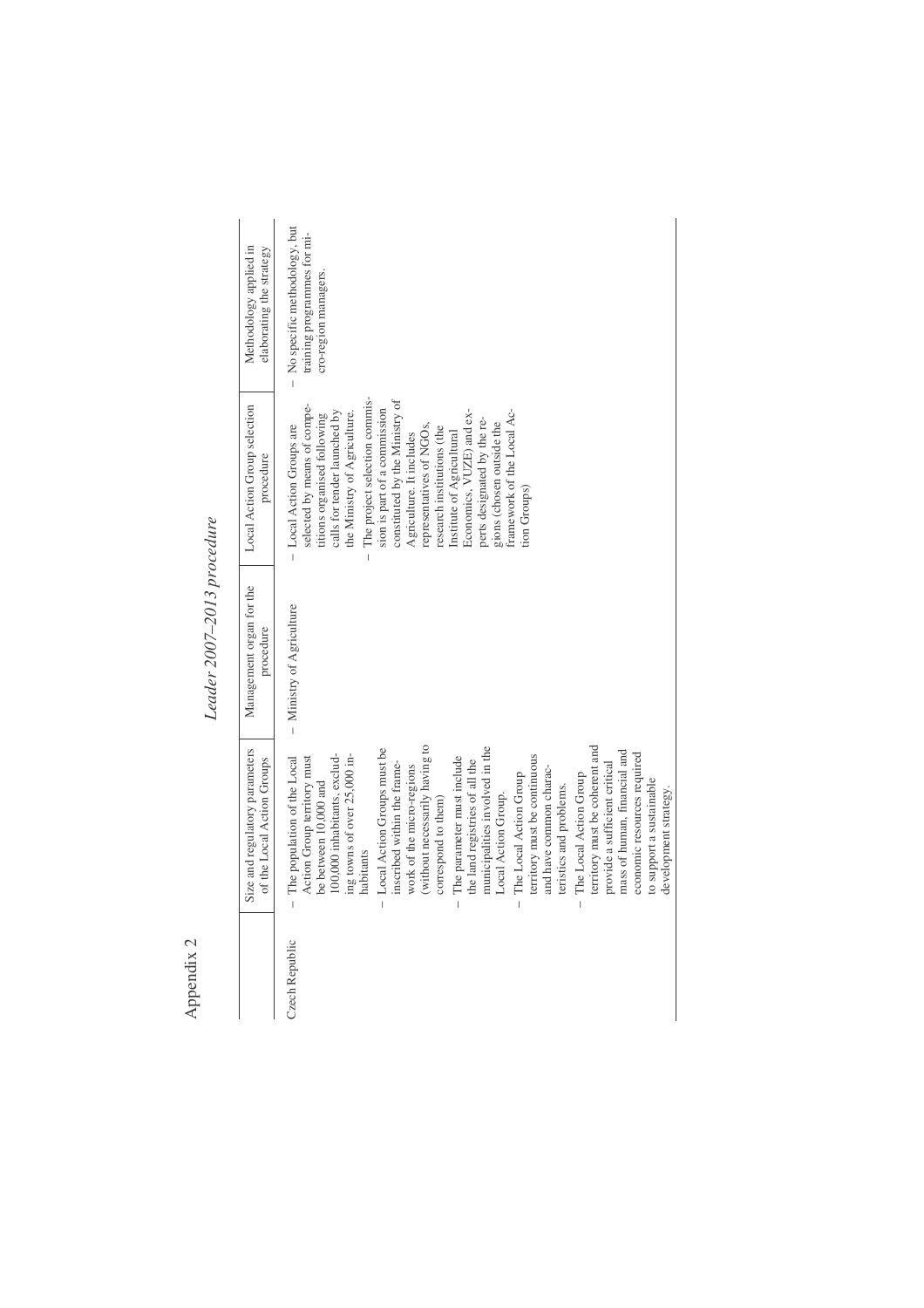Appendix 2

*Leader 2007–2013 procedure*

| | Size and regulatory parameters of the Local Action Groups | Management organ for the procedure | Local Action Group selection procedure | Methodology applied in elaborating the strategy |
|---|---|---|---|---|
| Czech Republic | – The population of the Local Action Group territory must be between 10,000 and 100,000 inhabitants, excluding towns of over 25,000 inhabitants<br>– Local Action Groups must be inscribed within the framework of the micro-regions (without necessarily having to correspond to them)<br>– The parameter must include the land registries of all the municipalities involved in the Local Action Group.<br>– The Local Action Group territory must be continuous and have common characteristics and problems.<br>– The Local Action Group territory must be coherent and provide a sufficient critical mass of human, financial and economic resources required to support a sustainable development strategy. | – Ministry of Agriculture | – Local Action Groups are selected by means of competitions organised following calls for tender launched by the Ministry of Agriculture.<br>– The project selection commission is part of a commission constituted by the Ministry of Agriculture. It includes representatives of NGOs, research institutions (the Institute of Agricultural Economics, VUZE) and experts designated by the regions (chosen outside the framework of the Local Action Groups) | – No specific methodology, but training programmes for micro-region managers. |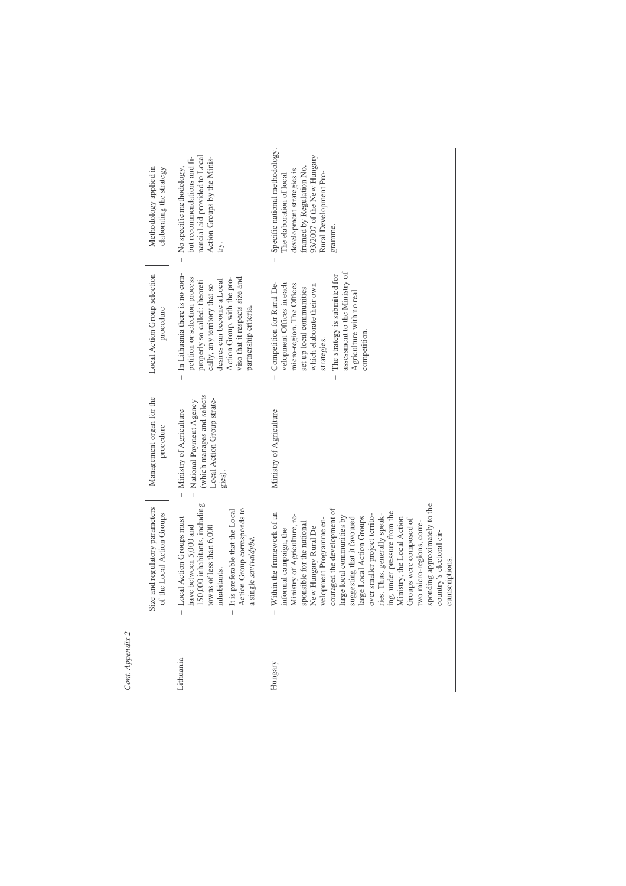*Cont. Appendix 2*

| | Size and regulatory parameters of the Local Action Groups | Management organ for the procedure | Local Action Group selection procedure | Methodology applied in elaborating the strategy |
|---|---|---|---|---|
| Lithuania | – Local Action Groups must have between 5,000 and 150,000 inhabitants, including towns of less than 6,000 inhabitants.<br>– It is preferable that the Local Action Group corresponds to a single *savivaldybé*. | – Ministry of Agriculture<br>– National Payment Agency (which manages and selects Local Action Group strategies). | – In Lithuania there is no competition or selection process properly so-called; theoretically, any territory that so desires can become a Local Action Group, with the proviso that it respects size and partnership criteria. | – No specific methodology, but recommendations and financial aid provided to Local Action Groups by the Ministry. |
| Hungary | – Within the framework of an informal campaign, the Ministry of Agriculture, responsible for the national New Hungary Rural Development Programme encouraged the development of large local communities by suggesting that it favoured large Local Action Groups over smaller project territories. Thus, generally speaking, under pressure from the Ministry, the Local Action Groups were composed of two micro-regions, corresponding approximately to the country's electoral circumscriptions. | – Ministry of Agriculture | – Competition for Rural Development Offices in each micro-region. The Offices set up local communities which elaborate their own strategies.<br>– The strategy is submitted for assessment to the Ministry of Agriculture with no real competition. | – Specific national methodology. The elaboration of local development strategies is framed by Regulation No. 93/2007 of the New Hungary Rural Development Programme. |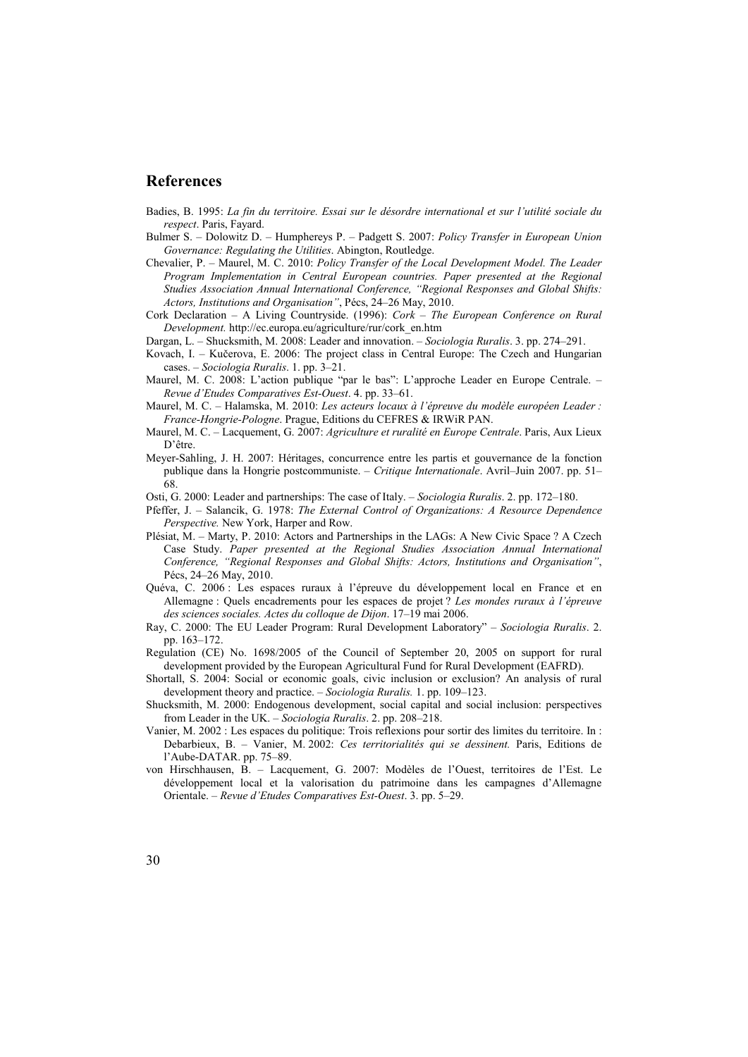## References

Badies, B. 1995: *La fin du territoire. Essai sur le désordre international et sur l'utilité sociale du respect*. Paris, Fayard.

Bulmer S. – Dolowitz D. – Humphereys P. – Padgett S. 2007: *Policy Transfer in European Union Governance: Regulating the Utilities*. Abington, Routledge.

Chevalier, P. – Maurel, M. C. 2010: *Policy Transfer of the Local Development Model. The Leader Program Implementation in Central European countries. Paper presented at the Regional Studies Association Annual International Conference, "Regional Responses and Global Shifts: Actors, Institutions and Organisation"*, Pécs, 24–26 May, 2010.

Cork Declaration – A Living Countryside. (1996): *Cork – The European Conference on Rural Development.* http://ec.europa.eu/agriculture/rur/cork_en.htm

Dargan, L. – Shucksmith, M. 2008: Leader and innovation. – *Sociologia Ruralis*. 3. pp. 274–291.

Kovach, I. – Kučerova, E. 2006: The project class in Central Europe: The Czech and Hungarian cases. – *Sociologia Ruralis*. 1. pp. 3–21.

Maurel, M. C. 2008: L'action publique "par le bas": L'approche Leader en Europe Centrale. – *Revue d'Etudes Comparatives Est-Ouest*. 4. pp. 33–61.

Maurel, M. C. – Halamska, M. 2010: *Les acteurs locaux à l'épreuve du modèle européen Leader : France-Hongrie-Pologne*. Prague, Editions du CEFRES & IRWiR PAN.

Maurel, M. C. – Lacquement, G. 2007: *Agriculture et ruralité en Europe Centrale*. Paris, Aux Lieux D'être.

Meyer-Sahling, J. H. 2007: Héritages, concurrence entre les partis et gouvernance de la fonction publique dans la Hongrie postcommuniste. – *Critique Internationale*. Avril–Juin 2007. pp. 51–68.

Osti, G. 2000: Leader and partnerships: The case of Italy. – *Sociologia Ruralis*. 2. pp. 172–180.

Pfeffer, J. – Salancik, G. 1978: *The External Control of Organizations: A Resource Dependence Perspective.* New York, Harper and Row.

Plésiat, M. – Marty, P. 2010: Actors and Partnerships in the LAGs: A New Civic Space ? A Czech Case Study. *Paper presented at the Regional Studies Association Annual International Conference, "Regional Responses and Global Shifts: Actors, Institutions and Organisation"*, Pécs, 24–26 May, 2010.

Quéva, C. 2006 : Les espaces ruraux à l'épreuve du développement local en France et en Allemagne : Quels encadrements pour les espaces de projet ? *Les mondes ruraux à l'épreuve des sciences sociales. Actes du colloque de Dijon*. 17–19 mai 2006.

Ray, C. 2000: The EU Leader Program: Rural Development Laboratory" – *Sociologia Ruralis*. 2. pp. 163–172.

Regulation (CE) No. 1698/2005 of the Council of September 20, 2005 on support for rural development provided by the European Agricultural Fund for Rural Development (EAFRD).

Shortall, S. 2004: Social or economic goals, civic inclusion or exclusion? An analysis of rural development theory and practice. – *Sociologia Ruralis.* 1. pp. 109–123.

Shucksmith, M. 2000: Endogenous development, social capital and social inclusion: perspectives from Leader in the UK. – *Sociologia Ruralis*. 2. pp. 208–218.

Vanier, M. 2002 : Les espaces du politique: Trois reflexions pour sortir des limites du territoire. In : Debarbieux, B. – Vanier, M. 2002: *Ces territorialités qui se dessinent.* Paris, Editions de l'Aube-DATAR. pp. 75–89.

von Hirschhausen, B. – Lacquement, G. 2007: Modèles de l'Ouest, territoires de l'Est. Le développement local et la valorisation du patrimoine dans les campagnes d'Allemagne Orientale. – *Revue d'Etudes Comparatives Est-Ouest*. 3. pp. 5–29.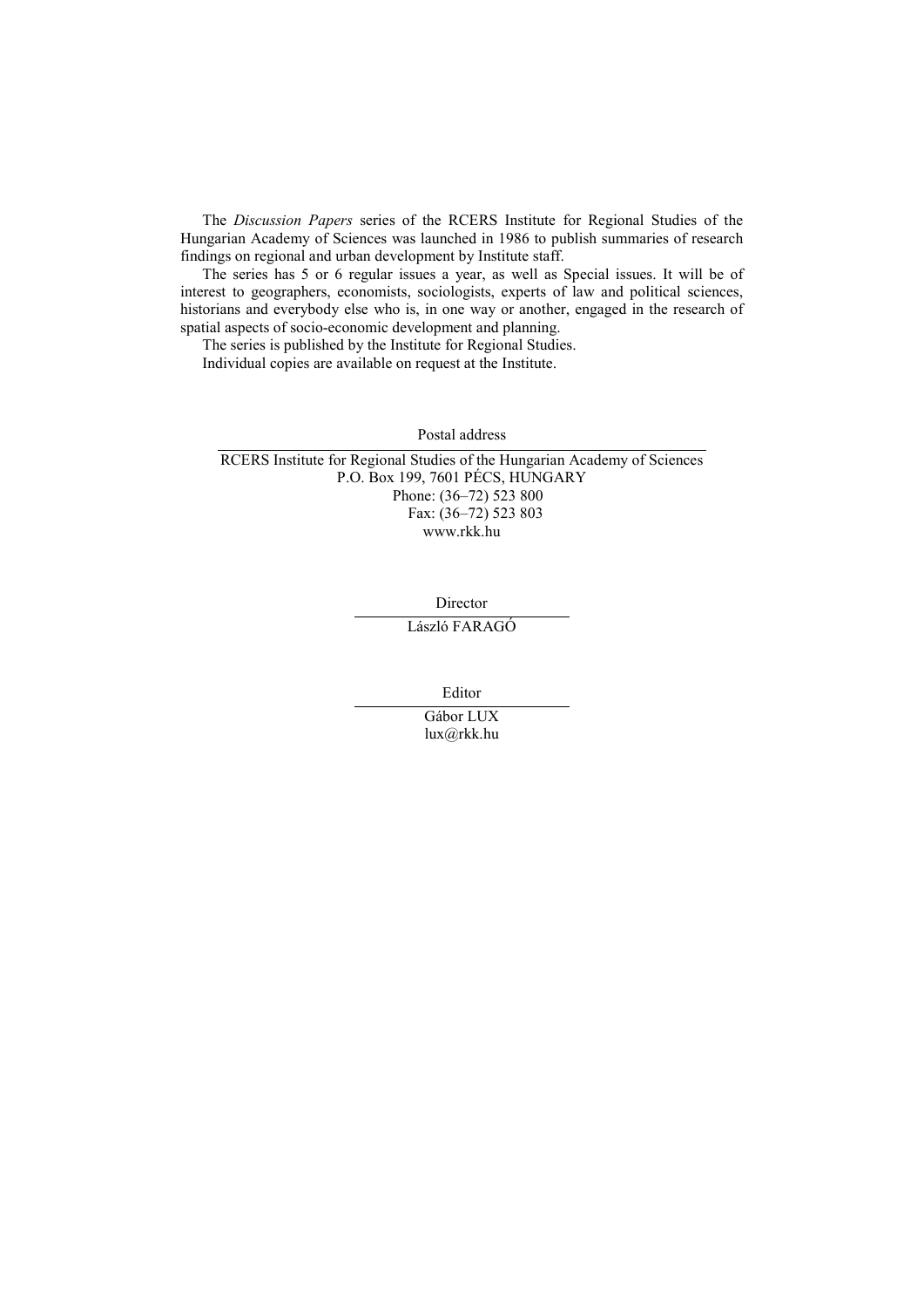The *Discussion Papers* series of the RCERS Institute for Regional Studies of the Hungarian Academy of Sciences was launched in 1986 to publish summaries of research findings on regional and urban development by Institute staff.

The series has 5 or 6 regular issues a year, as well as Special issues. It will be of interest to geographers, economists, sociologists, experts of law and political sciences, historians and everybody else who is, in one way or another, engaged in the research of spatial aspects of socio-economic development and planning.

The series is published by the Institute for Regional Studies.

Individual copies are available on request at the Institute.

Postal address

RCERS Institute for Regional Studies of the Hungarian Academy of Sciences
P.O. Box 199, 7601 PÉCS, HUNGARY
Phone: (36–72) 523 800
Fax: (36–72) 523 803
www.rkk.hu

Director

László FARAGÓ

Editor

Gábor LUX
lux@rkk.hu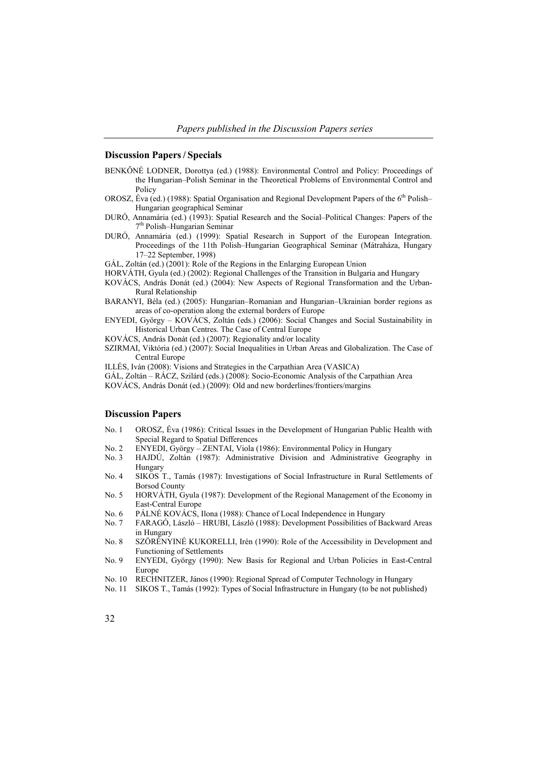# Papers published in the Discussion Papers series

## Discussion Papers / Specials

BENKŐNÉ LODNER, Dorottya (ed.) (1988): Environmental Control and Policy: Proceedings of the Hungarian–Polish Seminar in the Theoretical Problems of Environmental Control and Policy

OROSZ, Éva (ed.) (1988): Spatial Organisation and Regional Development Papers of the 6th Polish–Hungarian geographical Seminar

DURÓ, Annamária (ed.) (1993): Spatial Research and the Social–Political Changes: Papers of the 7th Polish–Hungarian Seminar

DURÓ, Annamária (ed.) (1999): Spatial Research in Support of the European Integration. Proceedings of the 11th Polish–Hungarian Geographical Seminar (Mátraháza, Hungary 17–22 September, 1998)

GÁL, Zoltán (ed.) (2001): Role of the Regions in the Enlarging European Union

HORVÁTH, Gyula (ed.) (2002): Regional Challenges of the Transition in Bulgaria and Hungary

KOVÁCS, András Donát (ed.) (2004): New Aspects of Regional Transformation and the Urban-Rural Relationship

BARANYI, Béla (ed.) (2005): Hungarian–Romanian and Hungarian–Ukrainian border regions as areas of co-operation along the external borders of Europe

ENYEDI, György – KOVÁCS, Zoltán (eds.) (2006): Social Changes and Social Sustainability in Historical Urban Centres. The Case of Central Europe

KOVÁCS, András Donát (ed.) (2007): Regionality and/or locality

SZIRMAI, Viktória (ed.) (2007): Social Inequalities in Urban Areas and Globalization. The Case of Central Europe

ILLÉS, Iván (2008): Visions and Strategies in the Carpathian Area (VASICA)

GÁL, Zoltán – RÁCZ, Szilárd (eds.) (2008): Socio-Economic Analysis of the Carpathian Area

KOVÁCS, András Donát (ed.) (2009): Old and new borderlines/frontiers/margins

## Discussion Papers

No. 1 OROSZ, Éva (1986): Critical Issues in the Development of Hungarian Public Health with Special Regard to Spatial Differences

No. 2 ENYEDI, György – ZENTAI, Viola (1986): Environmental Policy in Hungary

No. 3 HAJDÚ, Zoltán (1987): Administrative Division and Administrative Geography in Hungary

No. 4 SIKOS T., Tamás (1987): Investigations of Social Infrastructure in Rural Settlements of Borsod County

No. 5 HORVÁTH, Gyula (1987): Development of the Regional Management of the Economy in East-Central Europe

No. 6 PÁLNÉ KOVÁCS, Ilona (1988): Chance of Local Independence in Hungary

No. 7 FARAGÓ, László – HRUBI, László (1988): Development Possibilities of Backward Areas in Hungary

No. 8 SZÖRÉNYINÉ KUKORELLI, Irén (1990): Role of the Accessibility in Development and Functioning of Settlements

No. 9 ENYEDI, György (1990): New Basis for Regional and Urban Policies in East-Central Europe

No. 10 RECHNITZER, János (1990): Regional Spread of Computer Technology in Hungary

No. 11 SIKOS T., Tamás (1992): Types of Social Infrastructure in Hungary (to be not published)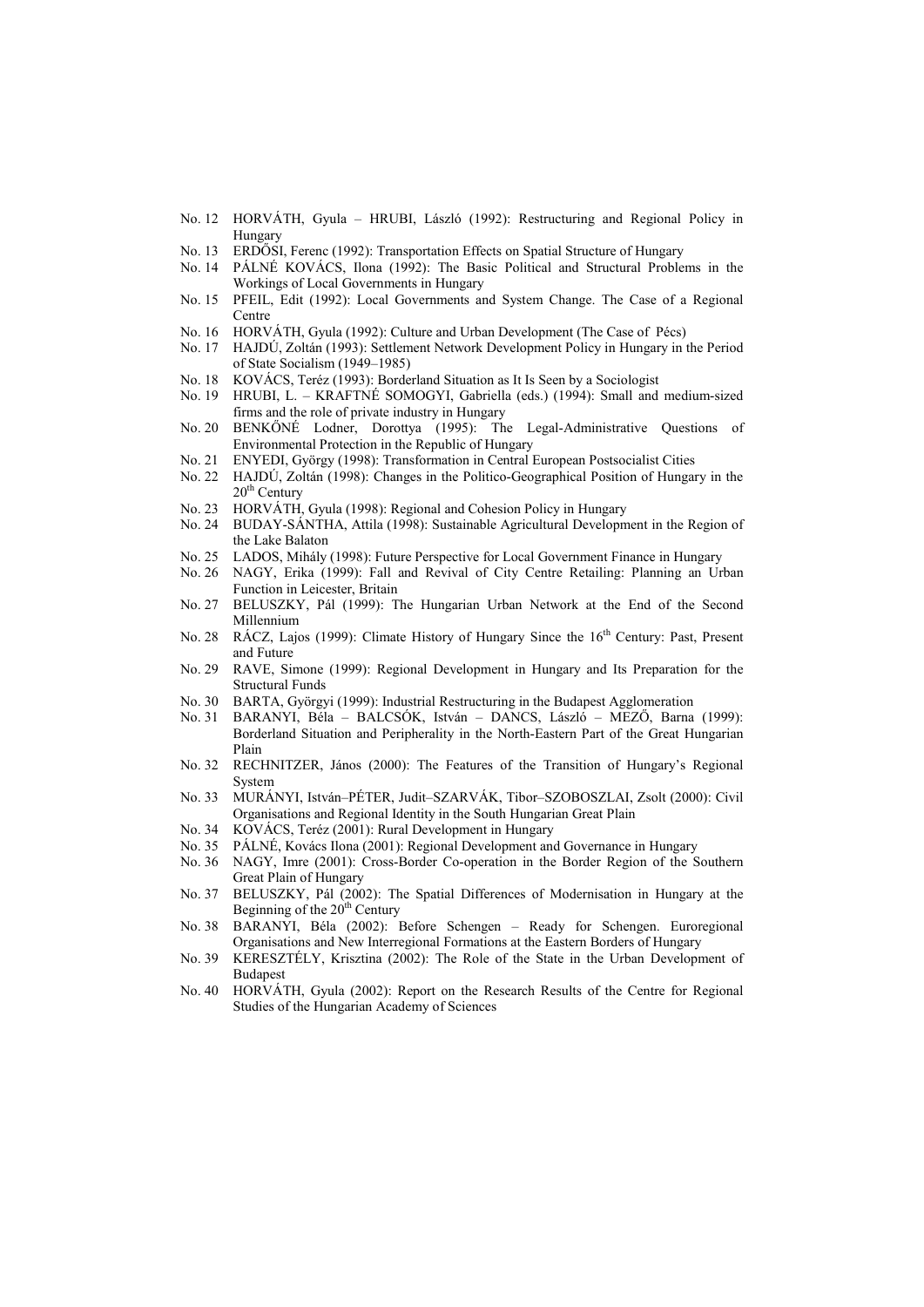No. 12 HORVÁTH, Gyula – HRUBI, László (1992): Restructuring and Regional Policy in Hungary

No. 13 ERDŐSI, Ferenc (1992): Transportation Effects on Spatial Structure of Hungary

No. 14 PÁLNÉ KOVÁCS, Ilona (1992): The Basic Political and Structural Problems in the Workings of Local Governments in Hungary

No. 15 PFEIL, Edit (1992): Local Governments and System Change. The Case of a Regional Centre

No. 16 HORVÁTH, Gyula (1992): Culture and Urban Development (The Case of Pécs)

No. 17 HAJDÚ, Zoltán (1993): Settlement Network Development Policy in Hungary in the Period of State Socialism (1949–1985)

No. 18 KOVÁCS, Teréz (1993): Borderland Situation as It Is Seen by a Sociologist

No. 19 HRUBI, L. – KRAFTNÉ SOMOGYI, Gabriella (eds.) (1994): Small and medium-sized firms and the role of private industry in Hungary

No. 20 BENKŐNÉ Lodner, Dorottya (1995): The Legal-Administrative Questions of Environmental Protection in the Republic of Hungary

No. 21 ENYEDI, György (1998): Transformation in Central European Postsocialist Cities

No. 22 HAJDÚ, Zoltán (1998): Changes in the Politico-Geographical Position of Hungary in the 20th Century

No. 23 HORVÁTH, Gyula (1998): Regional and Cohesion Policy in Hungary

No. 24 BUDAY-SÁNTHA, Attila (1998): Sustainable Agricultural Development in the Region of the Lake Balaton

No. 25 LADOS, Mihály (1998): Future Perspective for Local Government Finance in Hungary

No. 26 NAGY, Erika (1999): Fall and Revival of City Centre Retailing: Planning an Urban Function in Leicester, Britain

No. 27 BELUSZKY, Pál (1999): The Hungarian Urban Network at the End of the Second Millennium

No. 28 RÁCZ, Lajos (1999): Climate History of Hungary Since the 16th Century: Past, Present and Future

No. 29 RAVE, Simone (1999): Regional Development in Hungary and Its Preparation for the Structural Funds

No. 30 BARTA, Györgyi (1999): Industrial Restructuring in the Budapest Agglomeration

No. 31 BARANYI, Béla – BALCSÓK, István – DANCS, László – MEZŐ, Barna (1999): Borderland Situation and Peripherality in the North-Eastern Part of the Great Hungarian Plain

No. 32 RECHNITZER, János (2000): The Features of the Transition of Hungary's Regional System

No. 33 MURÁNYI, István–PÉTER, Judit–SZARVÁK, Tibor–SZOBOSZLAI, Zsolt (2000): Civil Organisations and Regional Identity in the South Hungarian Great Plain

No. 34 KOVÁCS, Teréz (2001): Rural Development in Hungary

No. 35 PÁLNÉ, Kovács Ilona (2001): Regional Development and Governance in Hungary

No. 36 NAGY, Imre (2001): Cross-Border Co-operation in the Border Region of the Southern Great Plain of Hungary

No. 37 BELUSZKY, Pál (2002): The Spatial Differences of Modernisation in Hungary at the Beginning of the 20th Century

No. 38 BARANYI, Béla (2002): Before Schengen – Ready for Schengen. Euroregional Organisations and New Interregional Formations at the Eastern Borders of Hungary

No. 39 KERESZTÉLY, Krisztina (2002): The Role of the State in the Urban Development of Budapest

No. 40 HORVÁTH, Gyula (2002): Report on the Research Results of the Centre for Regional Studies of the Hungarian Academy of Sciences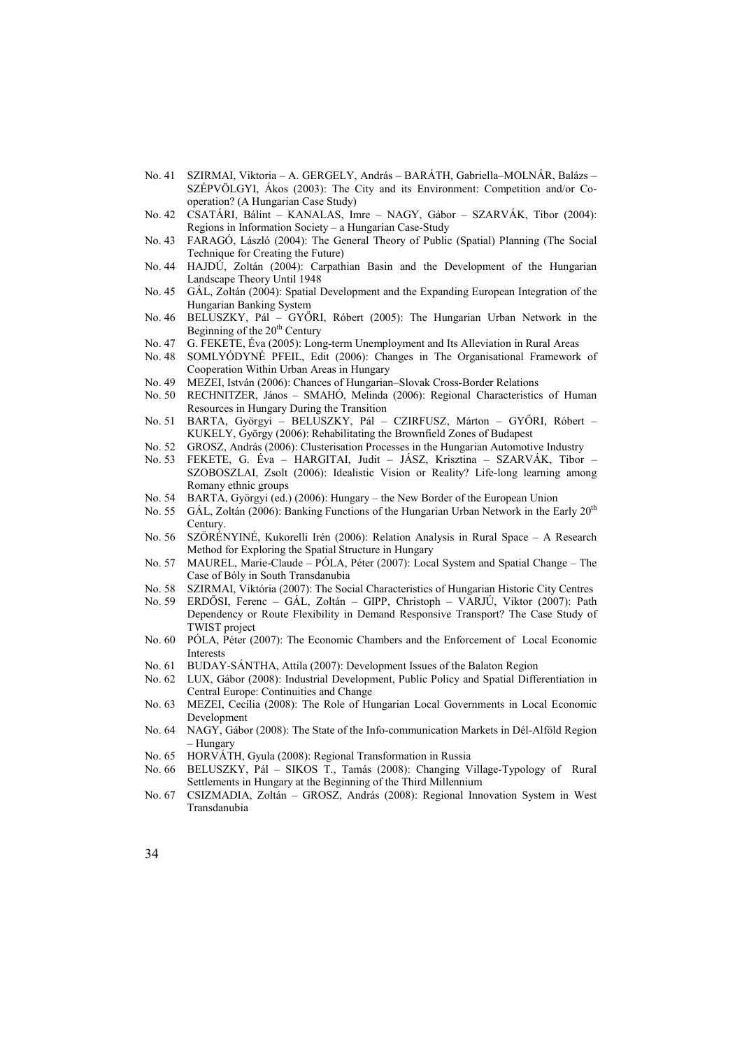No. 41 SZIRMAI, Viktoria – A. GERGELY, András – BARÁTH, Gabriella–MOLNÁR, Balázs – SZÉPVÖLGYI, Ákos (2003): The City and its Environment: Competition and/or Co-operation? (A Hungarian Case Study)

No. 42 CSATÁRI, Bálint – KANALAS, Imre – NAGY, Gábor – SZARVÁK, Tibor (2004): Regions in Information Society – a Hungarian Case-Study

No. 43 FARAGÓ, László (2004): The General Theory of Public (Spatial) Planning (The Social Technique for Creating the Future)

No. 44 HAJDÚ, Zoltán (2004): Carpathian Basin and the Development of the Hungarian Landscape Theory Until 1948

No. 45 GÁL, Zoltán (2004): Spatial Development and the Expanding European Integration of the Hungarian Banking System

No. 46 BELUSZKY, Pál – GYŐRI, Róbert (2005): The Hungarian Urban Network in the Beginning of the 20th Century

No. 47 G. FEKETE, Éva (2005): Long-term Unemployment and Its Alleviation in Rural Areas

No. 48 SOMLYÓDYNÉ PFEIL, Edit (2006): Changes in The Organisational Framework of Cooperation Within Urban Areas in Hungary

No. 49 MEZEI, István (2006): Chances of Hungarian–Slovak Cross-Border Relations

No. 50 RECHNITZER, János – SMAHÓ, Melinda (2006): Regional Characteristics of Human Resources in Hungary During the Transition

No. 51 BARTA, Györgyi – BELUSZKY, Pál – CZIRFUSZ, Márton – GYŐRI, Róbert – KUKELY, György (2006): Rehabilitating the Brownfield Zones of Budapest

No. 52 GROSZ, András (2006): Clusterisation Processes in the Hungarian Automotive Industry

No. 53 FEKETE, G. Éva – HARGITAI, Judit – JÁSZ, Krisztina – SZARVÁK, Tibor – SZOBOSZLAI, Zsolt (2006): Idealistic Vision or Reality? Life-long learning among Romany ethnic groups

No. 54 BARTA, Györgyi (ed.) (2006): Hungary – the New Border of the European Union

No. 55 GÁL, Zoltán (2006): Banking Functions of the Hungarian Urban Network in the Early 20th Century.

No. 56 SZÖRÉNYINÉ, Kukorelli Irén (2006): Relation Analysis in Rural Space – A Research Method for Exploring the Spatial Structure in Hungary

No. 57 MAUREL, Marie-Claude – PÓLA, Péter (2007): Local System and Spatial Change – The Case of Bóly in South Transdanubia

No. 58 SZIRMAI, Viktória (2007): The Social Characteristics of Hungarian Historic City Centres

No. 59 ERDŐSI, Ferenc – GÁL, Zoltán – GIPP, Christoph – VARJÚ, Viktor (2007): Path Dependency or Route Flexibility in Demand Responsive Transport? The Case Study of TWIST project

No. 60 PÓLA, Péter (2007): The Economic Chambers and the Enforcement of Local Economic Interests

No. 61 BUDAY-SÁNTHA, Attila (2007): Development Issues of the Balaton Region

No. 62 LUX, Gábor (2008): Industrial Development, Public Policy and Spatial Differentiation in Central Europe: Continuities and Change

No. 63 MEZEI, Cecília (2008): The Role of Hungarian Local Governments in Local Economic Development

No. 64 NAGY, Gábor (2008): The State of the Info-communication Markets in Dél-Alföld Region – Hungary

No. 65 HORVÁTH, Gyula (2008): Regional Transformation in Russia

No. 66 BELUSZKY, Pál – SIKOS T., Tamás (2008): Changing Village-Typology of Rural Settlements in Hungary at the Beginning of the Third Millennium

No. 67 CSIZMADIA, Zoltán – GROSZ, András (2008): Regional Innovation System in West Transdanubia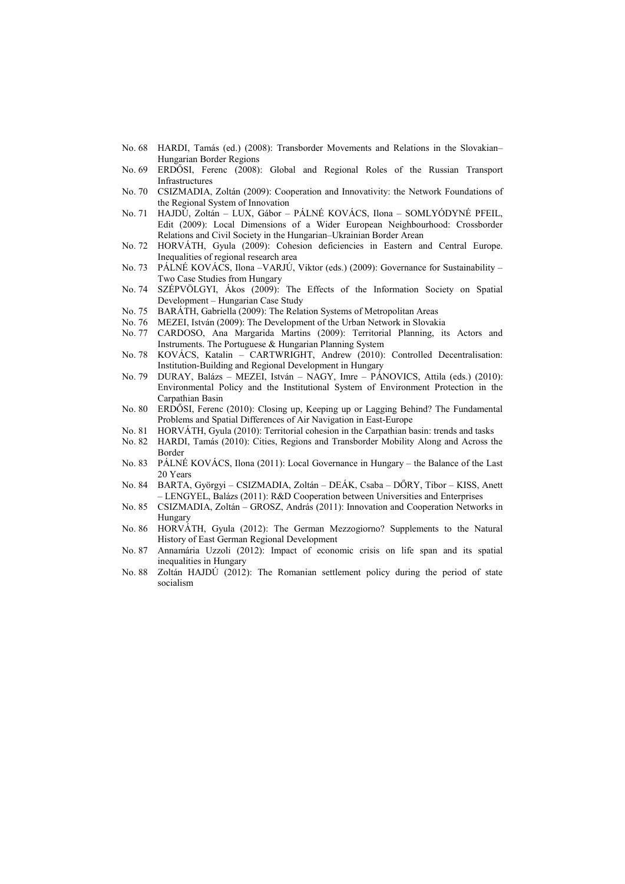No. 68 HARDI, Tamás (ed.) (2008): Transborder Movements and Relations in the Slovakian–Hungarian Border Regions

No. 69 ERDŐSI, Ferenc (2008): Global and Regional Roles of the Russian Transport Infrastructures

No. 70 CSIZMADIA, Zoltán (2009): Cooperation and Innovativity: the Network Foundations of the Regional System of Innovation

No. 71 HAJDÚ, Zoltán – LUX, Gábor – PÁLNÉ KOVÁCS, Ilona – SOMLYÓDYNÉ PFEIL, Edit (2009): Local Dimensions of a Wider European Neighbourhood: Crossborder Relations and Civil Society in the Hungarian–Ukrainian Border Arean

No. 72 HORVÁTH, Gyula (2009): Cohesion deficiencies in Eastern and Central Europe. Inequalities of regional research area

No. 73 PÁLNÉ KOVÁCS, Ilona –VARJÚ, Viktor (eds.) (2009): Governance for Sustainability – Two Case Studies from Hungary

No. 74 SZÉPVÖLGYI, Ákos (2009): The Effects of the Information Society on Spatial Development – Hungarian Case Study

No. 75 BARÁTH, Gabriella (2009): The Relation Systems of Metropolitan Areas

No. 76 MEZEI, István (2009): The Development of the Urban Network in Slovakia

No. 77 CARDOSO, Ana Margarida Martins (2009): Territorial Planning, its Actors and Instruments. The Portuguese & Hungarian Planning System

No. 78 KOVÁCS, Katalin – CARTWRIGHT, Andrew (2010): Controlled Decentralisation: Institution-Building and Regional Development in Hungary

No. 79 DURAY, Balázs – MEZEI, István – NAGY, Imre – PÁNOVICS, Attila (eds.) (2010): Environmental Policy and the Institutional System of Environment Protection in the Carpathian Basin

No. 80 ERDŐSI, Ferenc (2010): Closing up, Keeping up or Lagging Behind? The Fundamental Problems and Spatial Differences of Air Navigation in East-Europe

No. 81 HORVÁTH, Gyula (2010): Territorial cohesion in the Carpathian basin: trends and tasks

No. 82 HARDI, Tamás (2010): Cities, Regions and Transborder Mobility Along and Across the Border

No. 83 PÁLNÉ KOVÁCS, Ilona (2011): Local Governance in Hungary – the Balance of the Last 20 Years

No. 84 BARTA, Györgyi – CSIZMADIA, Zoltán – DEÁK, Csaba – DŐRY, Tibor – KISS, Anett – LENGYEL, Balázs (2011): R&D Cooperation between Universities and Enterprises

No. 85 CSIZMADIA, Zoltán – GROSZ, András (2011): Innovation and Cooperation Networks in Hungary

No. 86 HORVÁTH, Gyula (2012): The German Mezzogiorno? Supplements to the Natural History of East German Regional Development

No. 87 Annamária Uzzoli (2012): Impact of economic crisis on life span and its spatial inequalities in Hungary

No. 88 Zoltán HAJDÚ (2012): The Romanian settlement policy during the period of state socialism